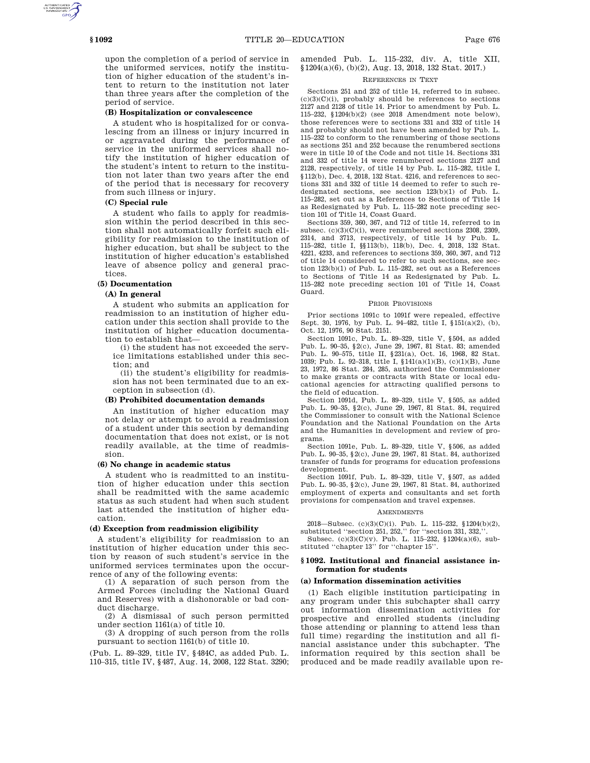upon the completion of a period of service in the uniformed services, notify the institution of higher education of the student's intent to return to the institution not later than three years after the completion of the period of service.

**(B) Hospitalization or convalescence**

A student who is hospitalized for or convalescing from an illness or injury incurred in or aggravated during the performance of service in the uniformed services shall notify the institution of higher education of the student's intent to return to the institution not later than two years after the end of the period that is necessary for recovery from such illness or injury.

**(C) Special rule**

A student who fails to apply for readmission within the period described in this section shall not automatically forfeit such eligibility for readmission to the institution of higher education, but shall be subject to the institution of higher education's established leave of absence policy and general practices.

**(5) Documentation**

**(A) In general**

A student who submits an application for readmission to an institution of higher education under this section shall provide to the institution of higher education documentation to establish that—

(i) the student has not exceeded the service limitations established under this section; and

(ii) the student's eligibility for readmission has not been terminated due to an exception in subsection (d).

**(B) Prohibited documentation demands**

An institution of higher education may not delay or attempt to avoid a readmission of a student under this section by demanding documentation that does not exist, or is not readily available, at the time of readmission.

**(6) No change in academic status**

A student who is readmitted to an institution of higher education under this section shall be readmitted with the same academic status as such student had when such student last attended the institution of higher education.

**(d) Exception from readmission eligibility**

A student's eligibility for readmission to an institution of higher education under this section by reason of such student's service in the uniformed services terminates upon the occurrence of any of the following events:

(1) A separation of such person from the Armed Forces (including the National Guard and Reserves) with a dishonorable or bad conduct discharge.

(2) A dismissal of such person permitted under section 1161(a) of title 10.

(3) A dropping of such person from the rolls pursuant to section 1161(b) of title 10.

(Pub. L. 89–329, title IV, §484C, as added Pub. L. 110–315, title IV, §487, Aug. 14, 2008, 122 Stat. 3290; amended Pub. L. 115–232, div. A, title XII, §1204(a)(6), (b)(2), Aug. 13, 2018, 132 Stat. 2017.)

REFERENCES IN TEXT

Sections 251 and 252 of title 14, referred to in subsec. (c)(3)(C)(i), probably should be references to sections 2127 and 2128 of title 14. Prior to amendment by Pub. L. 115–232, §1204(b)(2) (see 2018 Amendment note below), those references were to sections 331 and 332 of title 14 and probably should not have been amended by Pub. L. 115–232 to conform to the renumbering of those sections as sections 251 and 252 because the renumbered sections were in title 10 of the Code and not title 14. Sections 331 and 332 of title 14 were renumbered sections 2127 and 2128, respectively, of title 14 by Pub. L. 115–282, title I, §112(b), Dec. 4, 2018, 132 Stat. 4216, and references to sections 331 and 332 of title 14 deemed to refer to such redesignated sections, see section 123(b)(1) of Pub. L. 115–282, set out as a References to Sections of Title 14 as Redesignated by Pub. L. 115–282 note preceding section 101 of Title 14, Coast Guard.

Sections 359, 360, 367, and 712 of title 14, referred to in subsec. (c)(3)(C)(i), were renumbered sections 2308, 2309, 2314, and 3713, respectively, of title 14 by Pub. L. 115–282, title I, §§113(b), 118(b), Dec. 4, 2018, 132 Stat. 4221, 4233, and references to sections 359, 360, 367, and 712 of title 14 considered to refer to such sections, see section 123(b)(1) of Pub. L. 115–282, set out as a References to Sections of Title 14 as Redesignated by Pub. L. 115–282 note preceding section 101 of Title 14, Coast Guard.

PRIOR PROVISIONS

Prior sections 1091c to 1091f were repealed, effective Sept. 30, 1976, by Pub. L. 94–482, title I, §151(a)(2), (b), Oct. 12, 1976, 90 Stat. 2151.

Section 1091c, Pub. L. 89–329, title V, §504, as added Pub. L. 90–35, §2(c), June 29, 1967, 81 Stat. 83; amended Pub. L. 90–575, title II, §231(a), Oct. 16, 1968, 82 Stat. 1039; Pub. L. 92–318, title I, §141(a)(1)(B), (c)(1)(B), June 23, 1972, 86 Stat. 284, 285, authorized the Commissioner to make grants or contracts with State or local educational agencies for attracting qualified persons to the field of education.

Section 1091d, Pub. L. 89–329, title V, §505, as added Pub. L. 90–35, §2(c), June 29, 1967, 81 Stat. 84, required the Commissioner to consult with the National Science Foundation and the National Foundation on the Arts and the Humanities in development and review of programs.

Section 1091e, Pub. L. 89–329, title V, §506, as added Pub. L. 90–35, §2(c), June 29, 1967, 81 Stat. 84, authorized transfer of funds for programs for education professions development.

Section 1091f, Pub. L. 89–329, title V, §507, as added Pub. L. 90–35, §2(c), June 29, 1967, 81 Stat. 84, authorized employment of experts and consultants and set forth provisions for compensation and travel expenses.

AMENDMENTS

2018—Subsec. (c)(3)(C)(i). Pub. L. 115–232, §1204(b)(2), substituted "section 251, 252," for "section 331, 332,".

Subsec. (c)(3)(C)(v). Pub. L. 115–232, §1204(a)(6), substituted "chapter 13" for "chapter 15".

## §1092. Institutional and financial assistance information for students

**(a) Information dissemination activities**

(1) Each eligible institution participating in any program under this subchapter shall carry out information dissemination activities for prospective and enrolled students (including those attending or planning to attend less than full time) regarding the institution and all financial assistance under this subchapter. The information required by this section shall be produced and be made readily available upon re-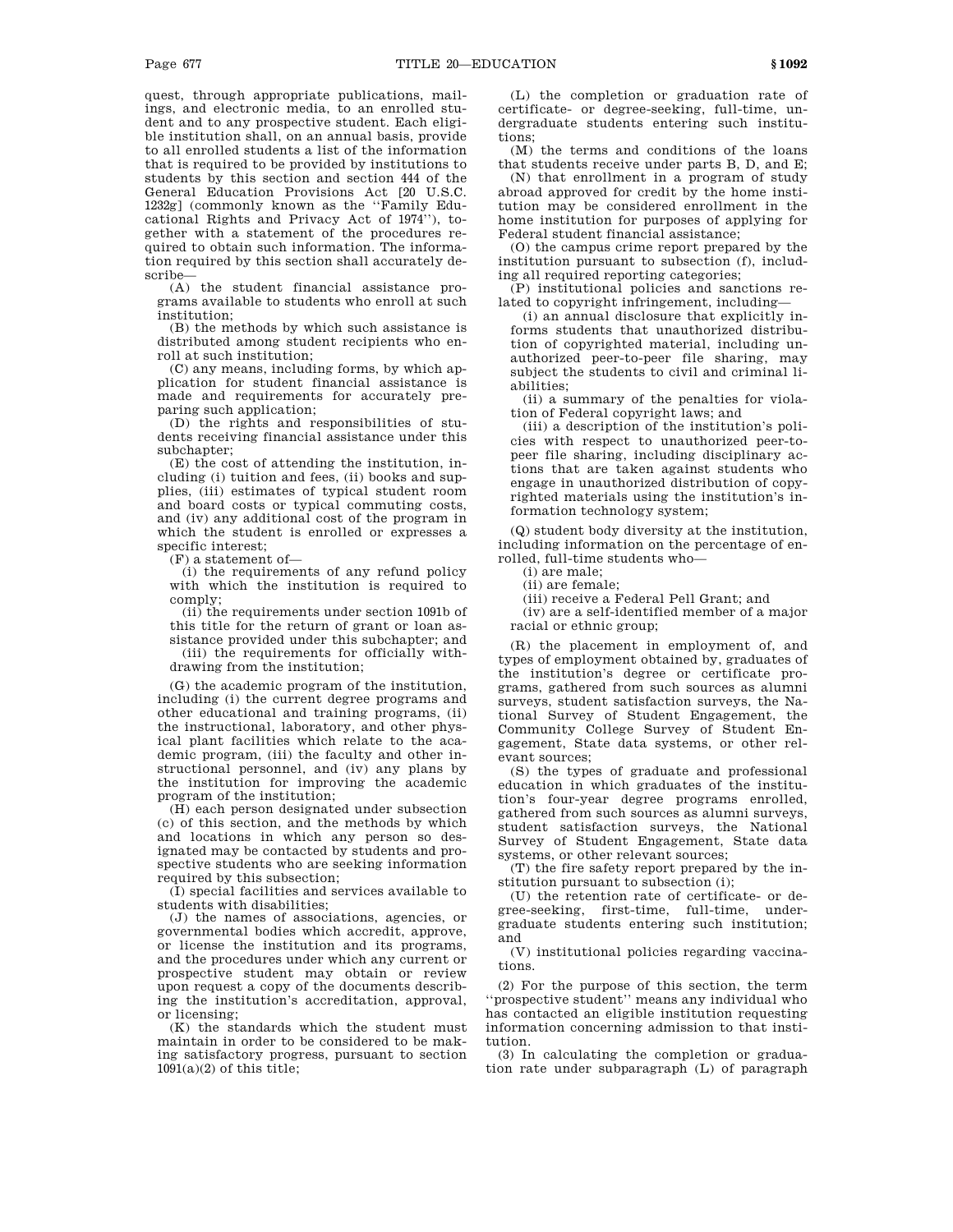quest, through appropriate publications, mailings, and electronic media, to an enrolled student and to any prospective student. Each eligible institution shall, on an annual basis, provide to all enrolled students a list of the information that is required to be provided by institutions to students by this section and section 444 of the General Education Provisions Act [20 U.S.C. 1232g] (commonly known as the ''Family Educational Rights and Privacy Act of 1974''), together with a statement of the procedures required to obtain such information. The information required by this section shall accurately describe—

(A) the student financial assistance programs available to students who enroll at such institution;

(B) the methods by which such assistance is distributed among student recipients who enroll at such institution;

(C) any means, including forms, by which application for student financial assistance is made and requirements for accurately preparing such application;

(D) the rights and responsibilities of students receiving financial assistance under this subchapter;

(E) the cost of attending the institution, including (i) tuition and fees, (ii) books and supplies, (iii) estimates of typical student room and board costs or typical commuting costs, and (iv) any additional cost of the program in which the student is enrolled or expresses a specific interest;

(F) a statement of—

(i) the requirements of any refund policy with which the institution is required to comply;

(ii) the requirements under section 1091b of this title for the return of grant or loan assistance provided under this subchapter; and

(iii) the requirements for officially withdrawing from the institution;

(G) the academic program of the institution, including (i) the current degree programs and other educational and training programs, (ii) the instructional, laboratory, and other physical plant facilities which relate to the academic program, (iii) the faculty and other instructional personnel, and (iv) any plans by the institution for improving the academic program of the institution;

(H) each person designated under subsection (c) of this section, and the methods by which and locations in which any person so designated may be contacted by students and prospective students who are seeking information required by this subsection;

(I) special facilities and services available to students with disabilities;

(J) the names of associations, agencies, or governmental bodies which accredit, approve, or license the institution and its programs, and the procedures under which any current or prospective student may obtain or review upon request a copy of the documents describing the institution's accreditation, approval, or licensing;

(K) the standards which the student must maintain in order to be considered to be making satisfactory progress, pursuant to section 1091(a)(2) of this title;

(L) the completion or graduation rate of certificate- or degree-seeking, full-time, undergraduate students entering such institutions;

(M) the terms and conditions of the loans that students receive under parts B, D, and E;

(N) that enrollment in a program of study abroad approved for credit by the home institution may be considered enrollment in the home institution for purposes of applying for Federal student financial assistance;

(O) the campus crime report prepared by the institution pursuant to subsection (f), including all required reporting categories;

(P) institutional policies and sanctions related to copyright infringement, including—

(i) an annual disclosure that explicitly informs students that unauthorized distribution of copyrighted material, including unauthorized peer-to-peer file sharing, may subject the students to civil and criminal liabilities;

(ii) a summary of the penalties for violation of Federal copyright laws; and

(iii) a description of the institution's policies with respect to unauthorized peer-to-peer file sharing, including disciplinary actions that are taken against students who engage in unauthorized distribution of copyrighted materials using the institution's information technology system;

(Q) student body diversity at the institution, including information on the percentage of enrolled, full-time students who—

(i) are male;

(ii) are female;

(iii) receive a Federal Pell Grant; and

(iv) are a self-identified member of a major racial or ethnic group;

(R) the placement in employment of, and types of employment obtained by, graduates of the institution's degree or certificate programs, gathered from such sources as alumni surveys, student satisfaction surveys, the National Survey of Student Engagement, the Community College Survey of Student Engagement, State data systems, or other relevant sources;

(S) the types of graduate and professional education in which graduates of the institution's four-year degree programs enrolled, gathered from such sources as alumni surveys, student satisfaction surveys, the National Survey of Student Engagement, State data systems, or other relevant sources;

(T) the fire safety report prepared by the institution pursuant to subsection (i);

(U) the retention rate of certificate- or degree-seeking, first-time, full-time, undergraduate students entering such institution; and

(V) institutional policies regarding vaccinations.

(2) For the purpose of this section, the term ''prospective student'' means any individual who has contacted an eligible institution requesting information concerning admission to that institution.

(3) In calculating the completion or graduation rate under subparagraph (L) of paragraph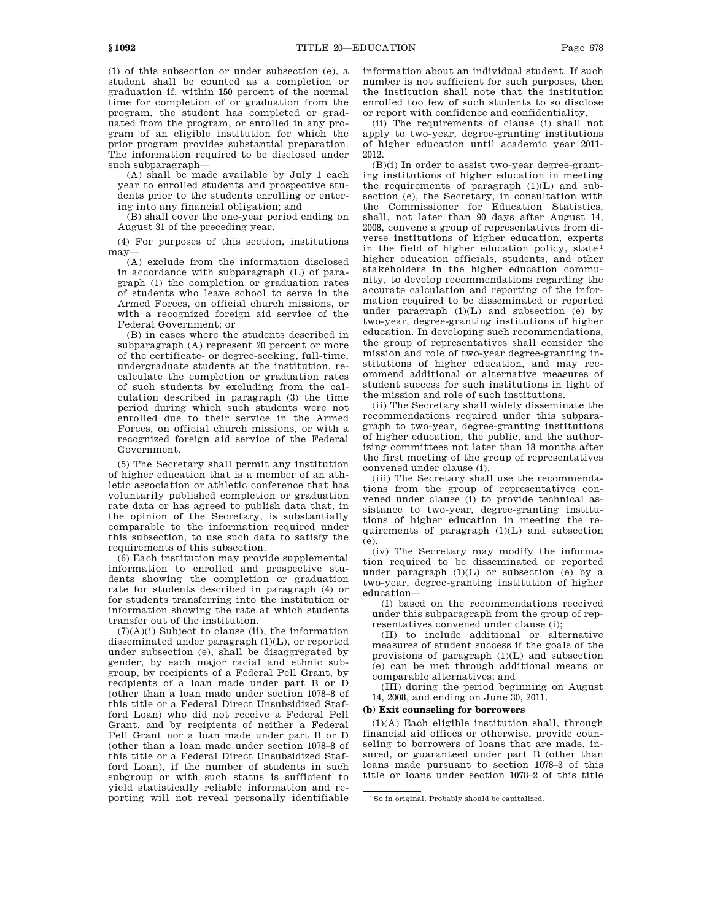(1) of this subsection or under subsection (e), a student shall be counted as a completion or graduation if, within 150 percent of the normal time for completion of or graduation from the program, the student has completed or graduated from the program, or enrolled in any program of an eligible institution for which the prior program provides substantial preparation. The information required to be disclosed under such subparagraph—

(A) shall be made available by July 1 each year to enrolled students and prospective students prior to the students enrolling or entering into any financial obligation; and

(B) shall cover the one-year period ending on August 31 of the preceding year.

(4) For purposes of this section, institutions may—

(A) exclude from the information disclosed in accordance with subparagraph (L) of paragraph (1) the completion or graduation rates of students who leave school to serve in the Armed Forces, on official church missions, or with a recognized foreign aid service of the Federal Government; or

(B) in cases where the students described in subparagraph (A) represent 20 percent or more of the certificate- or degree-seeking, full-time, undergraduate students at the institution, recalculate the completion or graduation rates of such students by excluding from the calculation described in paragraph (3) the time period during which such students were not enrolled due to their service in the Armed Forces, on official church missions, or with a recognized foreign aid service of the Federal Government.

(5) The Secretary shall permit any institution of higher education that is a member of an athletic association or athletic conference that has voluntarily published completion or graduation rate data or has agreed to publish data that, in the opinion of the Secretary, is substantially comparable to the information required under this subsection, to use such data to satisfy the requirements of this subsection.

(6) Each institution may provide supplemental information to enrolled and prospective students showing the completion or graduation rate for students described in paragraph (4) or for students transferring into the institution or information showing the rate at which students transfer out of the institution.

(7)(A)(i) Subject to clause (ii), the information disseminated under paragraph (1)(L), or reported under subsection (e), shall be disaggregated by gender, by each major racial and ethnic subgroup, by recipients of a Federal Pell Grant, by recipients of a loan made under part B or D (other than a loan made under section 1078–8 of this title or a Federal Direct Unsubsidized Stafford Loan) who did not receive a Federal Pell Grant, and by recipients of neither a Federal Pell Grant nor a loan made under part B or D (other than a loan made under section 1078–8 of this title or a Federal Direct Unsubsidized Stafford Loan), if the number of students in such subgroup or with such status is sufficient to yield statistically reliable information and reporting will not reveal personally identifiable information about an individual student. If such number is not sufficient for such purposes, then the institution shall note that the institution enrolled too few of such students to so disclose or report with confidence and confidentiality.

(ii) The requirements of clause (i) shall not apply to two-year, degree-granting institutions of higher education until academic year 2011-2012.

(B)(i) In order to assist two-year degree-granting institutions of higher education in meeting the requirements of paragraph (1)(L) and subsection (e), the Secretary, in consultation with the Commissioner for Education Statistics, shall, not later than 90 days after August 14, 2008, convene a group of representatives from diverse institutions of higher education, experts in the field of higher education policy, state[1] higher education officials, students, and other stakeholders in the higher education community, to develop recommendations regarding the accurate calculation and reporting of the information required to be disseminated or reported under paragraph (1)(L) and subsection (e) by two-year, degree-granting institutions of higher education. In developing such recommendations, the group of representatives shall consider the mission and role of two-year degree-granting institutions of higher education, and may recommend additional or alternative measures of student success for such institutions in light of the mission and role of such institutions.

(ii) The Secretary shall widely disseminate the recommendations required under this subparagraph to two-year, degree-granting institutions of higher education, the public, and the authorizing committees not later than 18 months after the first meeting of the group of representatives convened under clause (i).

(iii) The Secretary shall use the recommendations from the group of representatives convened under clause (i) to provide technical assistance to two-year, degree-granting institutions of higher education in meeting the requirements of paragraph (1)(L) and subsection (e).

(iv) The Secretary may modify the information required to be disseminated or reported under paragraph (1)(L) or subsection (e) by a two-year, degree-granting institution of higher education—

(I) based on the recommendations received under this subparagraph from the group of representatives convened under clause (i);

(II) to include additional or alternative measures of student success if the goals of the provisions of paragraph (1)(L) and subsection (e) can be met through additional means or comparable alternatives; and

(III) during the period beginning on August 14, 2008, and ending on June 30, 2011.

**(b) Exit counseling for borrowers**

(1)(A) Each eligible institution shall, through financial aid offices or otherwise, provide counseling to borrowers of loans that are made, insured, or guaranteed under part B (other than loans made pursuant to section 1078–3 of this title or loans under section 1078–2 of this title

---

[1] So in original. Probably should be capitalized.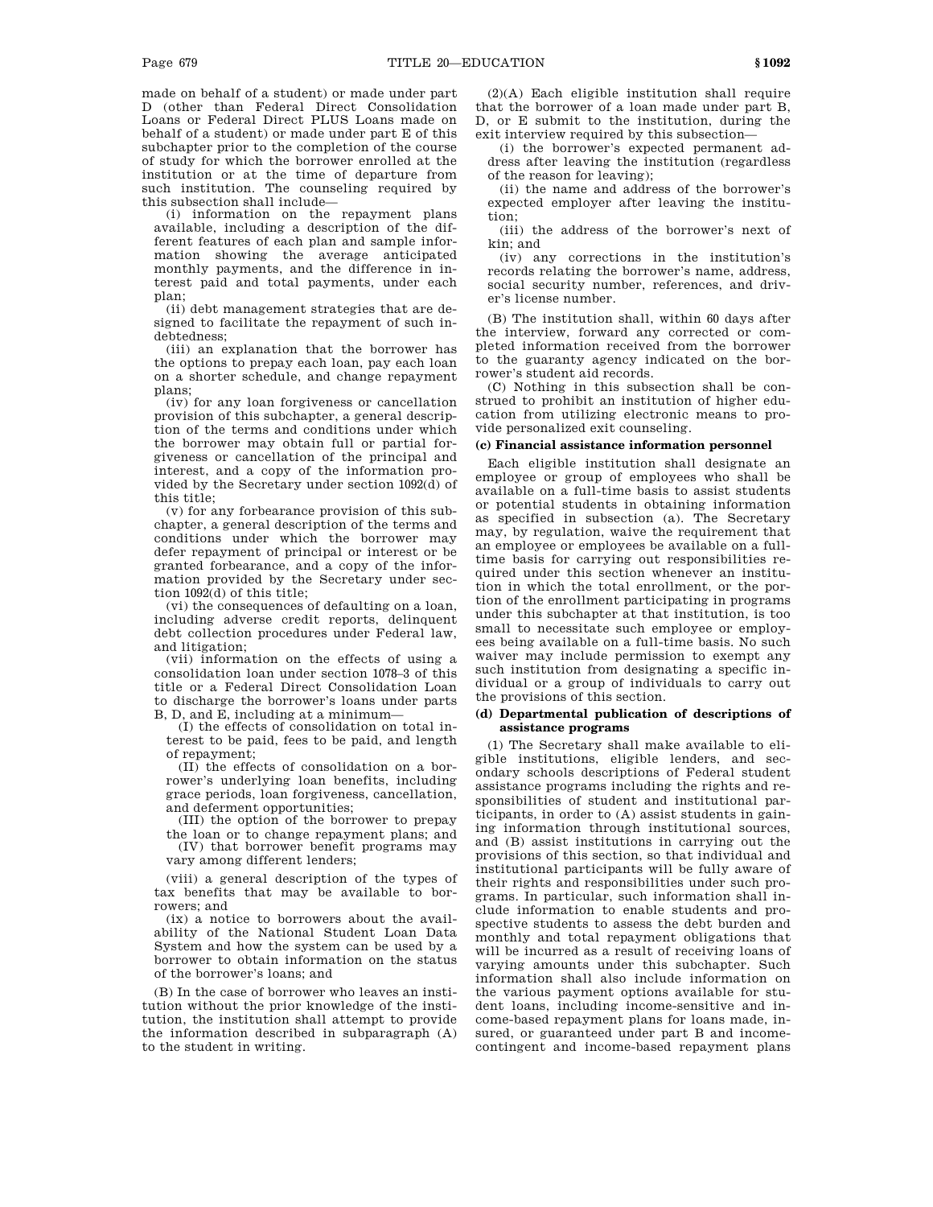made on behalf of a student) or made under part D (other than Federal Direct Consolidation Loans or Federal Direct PLUS Loans made on behalf of a student) or made under part E of this subchapter prior to the completion of the course of study for which the borrower enrolled at the institution or at the time of departure from such institution. The counseling required by this subsection shall include—

(i) information on the repayment plans available, including a description of the different features of each plan and sample information showing the average anticipated monthly payments, and the difference in interest paid and total payments, under each plan;

(ii) debt management strategies that are designed to facilitate the repayment of such indebtedness;

(iii) an explanation that the borrower has the options to prepay each loan, pay each loan on a shorter schedule, and change repayment plans;

(iv) for any loan forgiveness or cancellation provision of this subchapter, a general description of the terms and conditions under which the borrower may obtain full or partial forgiveness or cancellation of the principal and interest, and a copy of the information provided by the Secretary under section 1092(d) of this title;

(v) for any forbearance provision of this subchapter, a general description of the terms and conditions under which the borrower may defer repayment of principal or interest or be granted forbearance, and a copy of the information provided by the Secretary under section 1092(d) of this title;

(vi) the consequences of defaulting on a loan, including adverse credit reports, delinquent debt collection procedures under Federal law, and litigation;

(vii) information on the effects of using a consolidation loan under section 1078–3 of this title or a Federal Direct Consolidation Loan to discharge the borrower's loans under parts B, D, and E, including at a minimum—

(I) the effects of consolidation on total interest to be paid, fees to be paid, and length of repayment;

(II) the effects of consolidation on a borrower's underlying loan benefits, including grace periods, loan forgiveness, cancellation, and deferment opportunities;

(III) the option of the borrower to prepay the loan or to change repayment plans; and

(IV) that borrower benefit programs may vary among different lenders;

(viii) a general description of the types of tax benefits that may be available to borrowers; and

(ix) a notice to borrowers about the availability of the National Student Loan Data System and how the system can be used by a borrower to obtain information on the status of the borrower's loans; and

(B) In the case of borrower who leaves an institution without the prior knowledge of the institution, the institution shall attempt to provide the information described in subparagraph (A) to the student in writing.

(2)(A) Each eligible institution shall require that the borrower of a loan made under part B, D, or E submit to the institution, during the exit interview required by this subsection—

(i) the borrower's expected permanent address after leaving the institution (regardless of the reason for leaving);

(ii) the name and address of the borrower's expected employer after leaving the institution;

(iii) the address of the borrower's next of kin; and

(iv) any corrections in the institution's records relating the borrower's name, address, social security number, references, and driver's license number.

(B) The institution shall, within 60 days after the interview, forward any corrected or completed information received from the borrower to the guaranty agency indicated on the borrower's student aid records.

(C) Nothing in this subsection shall be construed to prohibit an institution of higher education from utilizing electronic means to provide personalized exit counseling.

#### (c) Financial assistance information personnel

Each eligible institution shall designate an employee or group of employees who shall be available on a full-time basis to assist students or potential students in obtaining information as specified in subsection (a). The Secretary may, by regulation, waive the requirement that an employee or employees be available on a full-time basis for carrying out responsibilities required under this section whenever an institution in which the total enrollment, or the portion of the enrollment participating in programs under this subchapter at that institution, is too small to necessitate such employee or employees being available on a full-time basis. No such waiver may include permission to exempt any such institution from designating a specific individual or a group of individuals to carry out the provisions of this section.

#### (d) Departmental publication of descriptions of assistance programs

(1) The Secretary shall make available to eligible institutions, eligible lenders, and secondary schools descriptions of Federal student assistance programs including the rights and responsibilities of student and institutional participants, in order to (A) assist students in gaining information through institutional sources, and (B) assist institutions in carrying out the provisions of this section, so that individual and institutional participants will be fully aware of their rights and responsibilities under such programs. In particular, such information shall include information to enable students and prospective students to assess the debt burden and monthly and total repayment obligations that will be incurred as a result of receiving loans of varying amounts under this subchapter. Such information shall also include information on the various payment options available for student loans, including income-sensitive and income-based repayment plans for loans made, insured, or guaranteed under part B and income-contingent and income-based repayment plans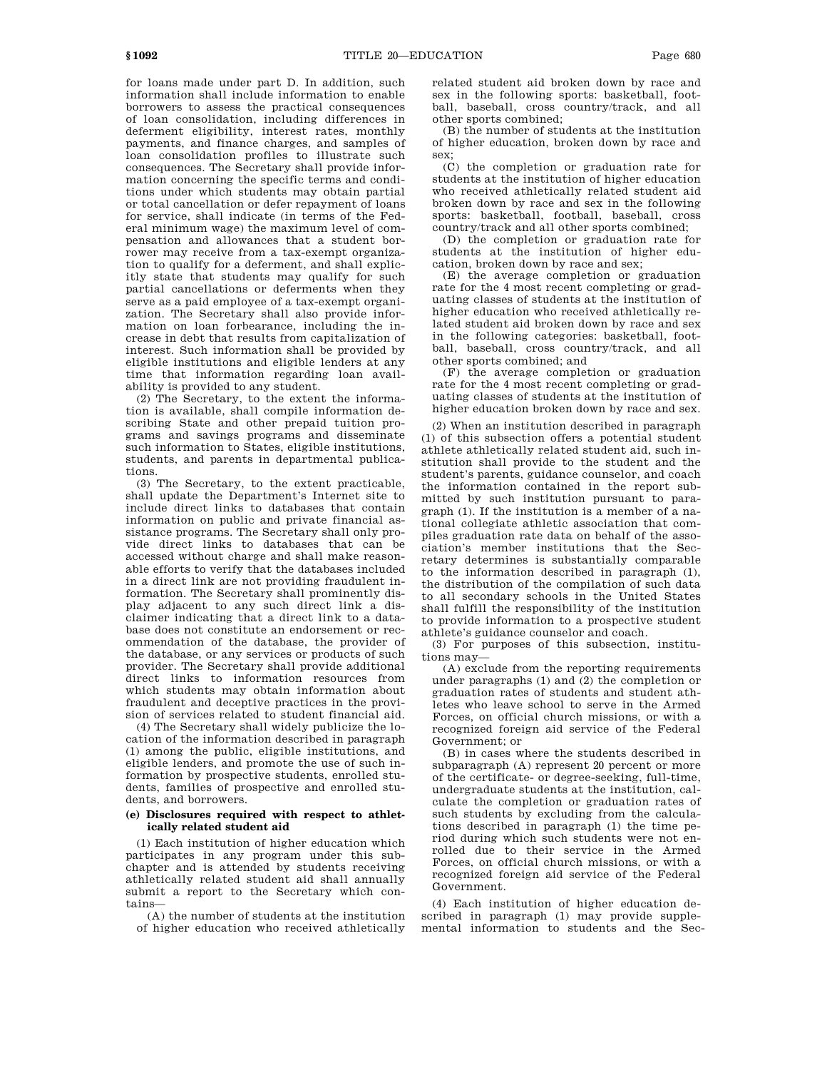for loans made under part D. In addition, such information shall include information to enable borrowers to assess the practical consequences of loan consolidation, including differences in deferment eligibility, interest rates, monthly payments, and finance charges, and samples of loan consolidation profiles to illustrate such consequences. The Secretary shall provide information concerning the specific terms and conditions under which students may obtain partial or total cancellation or defer repayment of loans for service, shall indicate (in terms of the Federal minimum wage) the maximum level of compensation and allowances that a student borrower may receive from a tax-exempt organization to qualify for a deferment, and shall explicitly state that students may qualify for such partial cancellations or deferments when they serve as a paid employee of a tax-exempt organization. The Secretary shall also provide information on loan forbearance, including the increase in debt that results from capitalization of interest. Such information shall be provided by eligible institutions and eligible lenders at any time that information regarding loan availability is provided to any student.

(2) The Secretary, to the extent the information is available, shall compile information describing State and other prepaid tuition programs and savings programs and disseminate such information to States, eligible institutions, students, and parents in departmental publications.

(3) The Secretary, to the extent practicable, shall update the Department's Internet site to include direct links to databases that contain information on public and private financial assistance programs. The Secretary shall only provide direct links to databases that can be accessed without charge and shall make reasonable efforts to verify that the databases included in a direct link are not providing fraudulent information. The Secretary shall prominently display adjacent to any such direct link a disclaimer indicating that a direct link to a database does not constitute an endorsement or recommendation of the database, the provider of the database, or any services or products of such provider. The Secretary shall provide additional direct links to information resources from which students may obtain information about fraudulent and deceptive practices in the provision of services related to student financial aid.

(4) The Secretary shall widely publicize the location of the information described in paragraph (1) among the public, eligible institutions, and eligible lenders, and promote the use of such information by prospective students, enrolled students, families of prospective and enrolled students, and borrowers.

**(e) Disclosures required with respect to athletically related student aid**

(1) Each institution of higher education which participates in any program under this subchapter and is attended by students receiving athletically related student aid shall annually submit a report to the Secretary which contains—

(A) the number of students at the institution of higher education who received athletically related student aid broken down by race and sex in the following sports: basketball, football, baseball, cross country/track, and all other sports combined;

(B) the number of students at the institution of higher education, broken down by race and sex;

(C) the completion or graduation rate for students at the institution of higher education who received athletically related student aid broken down by race and sex in the following sports: basketball, football, baseball, cross country/track and all other sports combined;

(D) the completion or graduation rate for students at the institution of higher education, broken down by race and sex;

(E) the average completion or graduation rate for the 4 most recent completing or graduating classes of students at the institution of higher education who received athletically related student aid broken down by race and sex in the following categories: basketball, football, baseball, cross country/track, and all other sports combined; and

(F) the average completion or graduation rate for the 4 most recent completing or graduating classes of students at the institution of higher education broken down by race and sex.

(2) When an institution described in paragraph (1) of this subsection offers a potential student athlete athletically related student aid, such institution shall provide to the student and the student's parents, guidance counselor, and coach the information contained in the report submitted by such institution pursuant to paragraph (1). If the institution is a member of a national collegiate athletic association that compiles graduation rate data on behalf of the association's member institutions that the Secretary determines is substantially comparable to the information described in paragraph (1), the distribution of the compilation of such data to all secondary schools in the United States shall fulfill the responsibility of the institution to provide information to a prospective student athlete's guidance counselor and coach.

(3) For purposes of this subsection, institutions may—

(A) exclude from the reporting requirements under paragraphs (1) and (2) the completion or graduation rates of students and student athletes who leave school to serve in the Armed Forces, on official church missions, or with a recognized foreign aid service of the Federal Government; or

(B) in cases where the students described in subparagraph (A) represent 20 percent or more of the certificate- or degree-seeking, full-time, undergraduate students at the institution, calculate the completion or graduation rates of such students by excluding from the calculations described in paragraph (1) the time period during which such students were not enrolled due to their service in the Armed Forces, on official church missions, or with a recognized foreign aid service of the Federal Government.

(4) Each institution of higher education described in paragraph (1) may provide supplemental information to students and the Sec-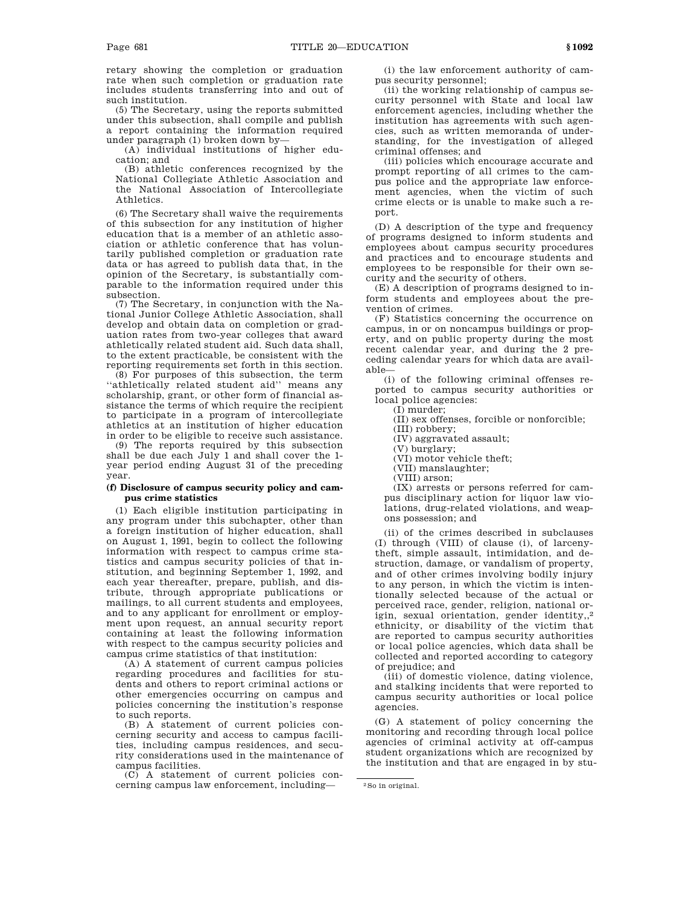retary showing the completion or graduation rate when such completion or graduation rate includes students transferring into and out of such institution.

(5) The Secretary, using the reports submitted under this subsection, shall compile and publish a report containing the information required under paragraph (1) broken down by—

(A) individual institutions of higher education; and

(B) athletic conferences recognized by the National Collegiate Athletic Association and the National Association of Intercollegiate Athletics.

(6) The Secretary shall waive the requirements of this subsection for any institution of higher education that is a member of an athletic association or athletic conference that has voluntarily published completion or graduation rate data or has agreed to publish data that, in the opinion of the Secretary, is substantially comparable to the information required under this subsection.

(7) The Secretary, in conjunction with the National Junior College Athletic Association, shall develop and obtain data on completion or graduation rates from two-year colleges that award athletically related student aid. Such data shall, to the extent practicable, be consistent with the reporting requirements set forth in this section.

(8) For purposes of this subsection, the term ''athletically related student aid'' means any scholarship, grant, or other form of financial assistance the terms of which require the recipient to participate in a program of intercollegiate athletics at an institution of higher education in order to be eligible to receive such assistance.

(9) The reports required by this subsection shall be due each July 1 and shall cover the 1-year period ending August 31 of the preceding year.

**(f) Disclosure of campus security policy and campus crime statistics**

(1) Each eligible institution participating in any program under this subchapter, other than a foreign institution of higher education, shall on August 1, 1991, begin to collect the following information with respect to campus crime statistics and campus security policies of that institution, and beginning September 1, 1992, and each year thereafter, prepare, publish, and distribute, through appropriate publications or mailings, to all current students and employees, and to any applicant for enrollment or employment upon request, an annual security report containing at least the following information with respect to the campus security policies and campus crime statistics of that institution:

(A) A statement of current campus policies regarding procedures and facilities for students and others to report criminal actions or other emergencies occurring on campus and policies concerning the institution's response to such reports.

(B) A statement of current policies concerning security and access to campus facilities, including campus residences, and security considerations used in the maintenance of campus facilities.

(C) A statement of current policies concerning campus law enforcement, including—

(i) the law enforcement authority of campus security personnel;

(ii) the working relationship of campus security personnel with State and local law enforcement agencies, including whether the institution has agreements with such agencies, such as written memoranda of understanding, for the investigation of alleged criminal offenses; and

(iii) policies which encourage accurate and prompt reporting of all crimes to the campus police and the appropriate law enforcement agencies, when the victim of such crime elects or is unable to make such a report.

(D) A description of the type and frequency of programs designed to inform students and employees about campus security procedures and practices and to encourage students and employees to be responsible for their own security and the security of others.

(E) A description of programs designed to inform students and employees about the prevention of crimes.

(F) Statistics concerning the occurrence on campus, in or on noncampus buildings or property, and on public property during the most recent calendar year, and during the 2 preceding calendar years for which data are available—

(i) of the following criminal offenses reported to campus security authorities or local police agencies:

(I) murder;

(II) sex offenses, forcible or nonforcible;

(III) robbery;

(IV) aggravated assault;

(V) burglary;

(VI) motor vehicle theft;

(VII) manslaughter;

(VIII) arson;

(IX) arrests or persons referred for campus disciplinary action for liquor law violations, drug-related violations, and weapons possession; and

(ii) of the crimes described in subclauses (I) through (VIII) of clause (i), of larceny-theft, simple assault, intimidation, and destruction, damage, or vandalism of property, and of other crimes involving bodily injury to any person, in which the victim is intentionally selected because of the actual or perceived race, gender, religion, national origin, sexual orientation, gender identity,,[2] ethnicity, or disability of the victim that are reported to campus security authorities or local police agencies, which data shall be collected and reported according to category of prejudice; and

(iii) of domestic violence, dating violence, and stalking incidents that were reported to campus security authorities or local police agencies.

(G) A statement of policy concerning the monitoring and recording through local police agencies of criminal activity at off-campus student organizations which are recognized by the institution and that are engaged in by stu-

[2] So in original.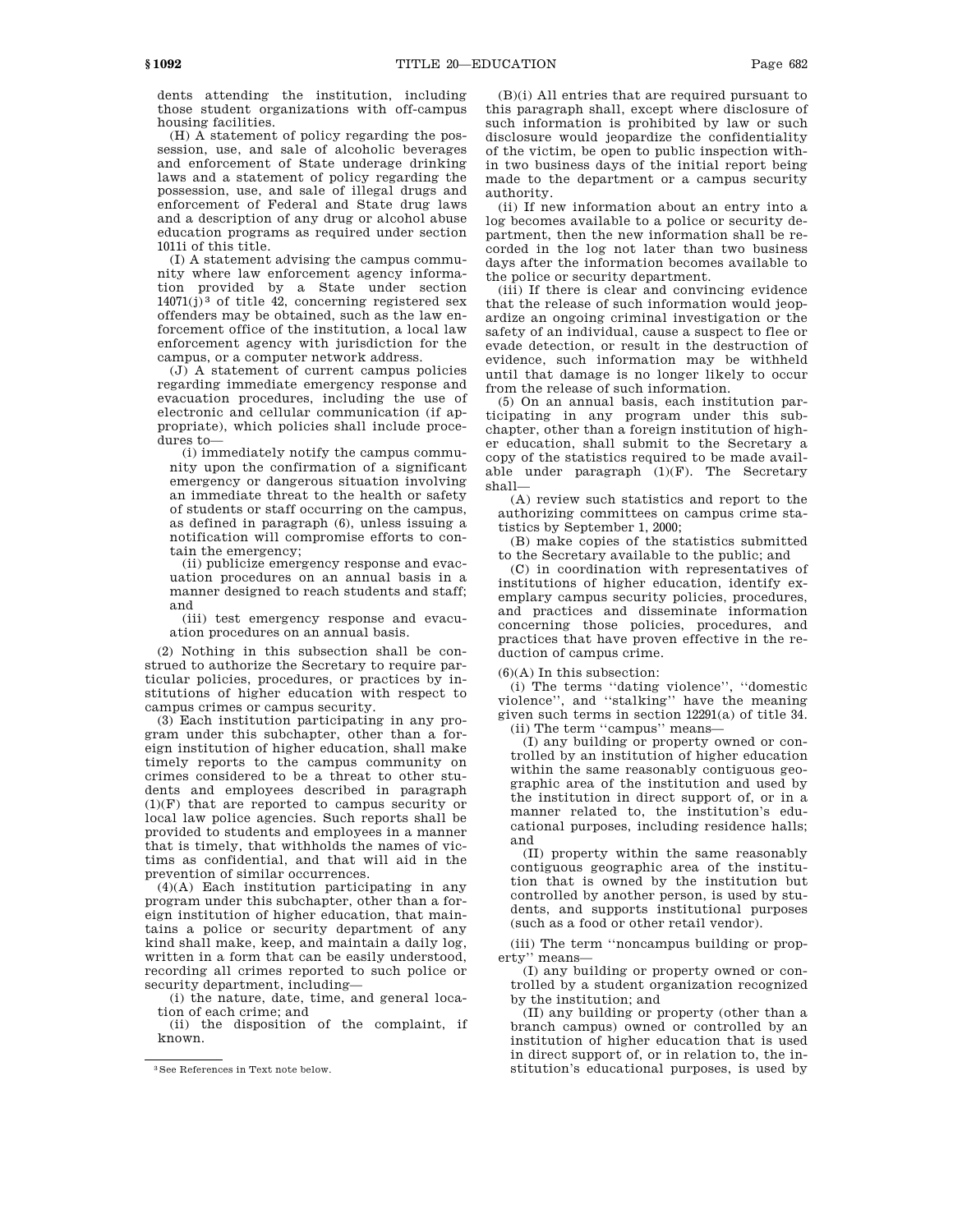dents attending the institution, including those student organizations with off-campus housing facilities.

(H) A statement of policy regarding the possession, use, and sale of alcoholic beverages and enforcement of State underage drinking laws and a statement of policy regarding the possession, use, and sale of illegal drugs and enforcement of Federal and State drug laws and a description of any drug or alcohol abuse education programs as required under section 1011i of this title.

(I) A statement advising the campus community where law enforcement agency information provided by a State under section 14071(j)[3] of title 42, concerning registered sex offenders may be obtained, such as the law enforcement office of the institution, a local law enforcement agency with jurisdiction for the campus, or a computer network address.

(J) A statement of current campus policies regarding immediate emergency response and evacuation procedures, including the use of electronic and cellular communication (if appropriate), which policies shall include procedures to—

(i) immediately notify the campus community upon the confirmation of a significant emergency or dangerous situation involving an immediate threat to the health or safety of students or staff occurring on the campus, as defined in paragraph (6), unless issuing a notification will compromise efforts to contain the emergency;

(ii) publicize emergency response and evacuation procedures on an annual basis in a manner designed to reach students and staff; and

(iii) test emergency response and evacuation procedures on an annual basis.

(2) Nothing in this subsection shall be construed to authorize the Secretary to require particular policies, procedures, or practices by institutions of higher education with respect to campus crimes or campus security.

(3) Each institution participating in any program under this subchapter, other than a foreign institution of higher education, shall make timely reports to the campus community on crimes considered to be a threat to other students and employees described in paragraph (1)(F) that are reported to campus security or local law police agencies. Such reports shall be provided to students and employees in a manner that is timely, that withholds the names of victims as confidential, and that will aid in the prevention of similar occurrences.

(4)(A) Each institution participating in any program under this subchapter, other than a foreign institution of higher education, that maintains a police or security department of any kind shall make, keep, and maintain a daily log, written in a form that can be easily understood, recording all crimes reported to such police or security department, including—

(i) the nature, date, time, and general location of each crime; and

(ii) the disposition of the complaint, if known.

(B)(i) All entries that are required pursuant to this paragraph shall, except where disclosure of such information is prohibited by law or such disclosure would jeopardize the confidentiality of the victim, be open to public inspection within two business days of the initial report being made to the department or a campus security authority.

(ii) If new information about an entry into a log becomes available to a police or security department, then the new information shall be recorded in the log not later than two business days after the information becomes available to the police or security department.

(iii) If there is clear and convincing evidence that the release of such information would jeopardize an ongoing criminal investigation or the safety of an individual, cause a suspect to flee or evade detection, or result in the destruction of evidence, such information may be withheld until that damage is no longer likely to occur from the release of such information.

(5) On an annual basis, each institution participating in any program under this subchapter, other than a foreign institution of higher education, shall submit to the Secretary a copy of the statistics required to be made available under paragraph (1)(F). The Secretary shall—

(A) review such statistics and report to the authorizing committees on campus crime statistics by September 1, 2000;

(B) make copies of the statistics submitted to the Secretary available to the public; and

(C) in coordination with representatives of institutions of higher education, identify exemplary campus security policies, procedures, and practices and disseminate information concerning those policies, procedures, and practices that have proven effective in the reduction of campus crime.

(6)(A) In this subsection:

(i) The terms "dating violence", "domestic violence", and "stalking" have the meaning given such terms in section 12291(a) of title 34.

(ii) The term "campus" means—

(I) any building or property owned or controlled by an institution of higher education within the same reasonably contiguous geographic area of the institution and used by the institution in direct support of, or in a manner related to, the institution's educational purposes, including residence halls; and

(II) property within the same reasonably contiguous geographic area of the institution that is owned by the institution but controlled by another person, is used by students, and supports institutional purposes (such as a food or other retail vendor).

(iii) The term "noncampus building or property" means—

(I) any building or property owned or controlled by a student organization recognized by the institution; and

(II) any building or property (other than a branch campus) owned or controlled by an institution of higher education that is used in direct support of, or in relation to, the institution's educational purposes, is used by

---

[3] See References in Text note below.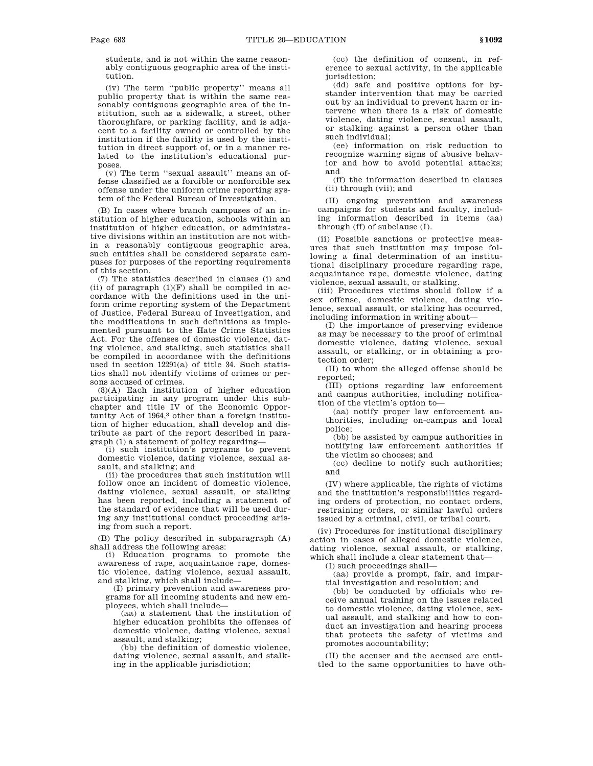students, and is not within the same reasonably contiguous geographic area of the institution.

(iv) The term ''public property'' means all public property that is within the same reasonably contiguous geographic area of the institution, such as a sidewalk, a street, other thoroughfare, or parking facility, and is adjacent to a facility owned or controlled by the institution if the facility is used by the institution in direct support of, or in a manner related to the institution's educational purposes.

(v) The term ''sexual assault'' means an offense classified as a forcible or nonforcible sex offense under the uniform crime reporting system of the Federal Bureau of Investigation.

(B) In cases where branch campuses of an institution of higher education, schools within an institution of higher education, or administrative divisions within an institution are not within a reasonably contiguous geographic area, such entities shall be considered separate campuses for purposes of the reporting requirements of this section.

(7) The statistics described in clauses (i) and (ii) of paragraph (1)(F) shall be compiled in accordance with the definitions used in the uniform crime reporting system of the Department of Justice, Federal Bureau of Investigation, and the modifications in such definitions as implemented pursuant to the Hate Crime Statistics Act. For the offenses of domestic violence, dating violence, and stalking, such statistics shall be compiled in accordance with the definitions used in section 12291(a) of title 34. Such statistics shall not identify victims of crimes or persons accused of crimes.

(8)(A) Each institution of higher education participating in any program under this subchapter and title IV of the Economic Opportunity Act of 1964,[3] other than a foreign institution of higher education, shall develop and distribute as part of the report described in paragraph (1) a statement of policy regarding—

(i) such institution's programs to prevent domestic violence, dating violence, sexual assault, and stalking; and

(ii) the procedures that such institution will follow once an incident of domestic violence, dating violence, sexual assault, or stalking has been reported, including a statement of the standard of evidence that will be used during any institutional conduct proceeding arising from such a report.

(B) The policy described in subparagraph (A) shall address the following areas:

(i) Education programs to promote the awareness of rape, acquaintance rape, domestic violence, dating violence, sexual assault, and stalking, which shall include—

(I) primary prevention and awareness programs for all incoming students and new employees, which shall include—

(aa) a statement that the institution of higher education prohibits the offenses of domestic violence, dating violence, sexual assault, and stalking;

(bb) the definition of domestic violence, dating violence, sexual assault, and stalking in the applicable jurisdiction;

(cc) the definition of consent, in reference to sexual activity, in the applicable jurisdiction;

(dd) safe and positive options for bystander intervention that may be carried out by an individual to prevent harm or intervene when there is a risk of domestic violence, dating violence, sexual assault, or stalking against a person other than such individual;

(ee) information on risk reduction to recognize warning signs of abusive behavior and how to avoid potential attacks; and

(ff) the information described in clauses (ii) through (vii); and

(II) ongoing prevention and awareness campaigns for students and faculty, including information described in items (aa) through (ff) of subclause (I).

(ii) Possible sanctions or protective measures that such institution may impose following a final determination of an institutional disciplinary procedure regarding rape, acquaintance rape, domestic violence, dating violence, sexual assault, or stalking.

(iii) Procedures victims should follow if a sex offense, domestic violence, dating violence, sexual assault, or stalking has occurred, including information in writing about—

(I) the importance of preserving evidence as may be necessary to the proof of criminal domestic violence, dating violence, sexual assault, or stalking, or in obtaining a protection order;

(II) to whom the alleged offense should be reported;

(III) options regarding law enforcement and campus authorities, including notification of the victim's option to—

(aa) notify proper law enforcement authorities, including on-campus and local police;

(bb) be assisted by campus authorities in notifying law enforcement authorities if the victim so chooses; and

(cc) decline to notify such authorities; and

(IV) where applicable, the rights of victims and the institution's responsibilities regarding orders of protection, no contact orders, restraining orders, or similar lawful orders issued by a criminal, civil, or tribal court.

(iv) Procedures for institutional disciplinary action in cases of alleged domestic violence, dating violence, sexual assault, or stalking, which shall include a clear statement that—

(I) such proceedings shall—

(aa) provide a prompt, fair, and impartial investigation and resolution; and

(bb) be conducted by officials who receive annual training on the issues related to domestic violence, dating violence, sexual assault, and stalking and how to conduct an investigation and hearing process that protects the safety of victims and promotes accountability;

(II) the accuser and the accused are entitled to the same opportunities to have oth-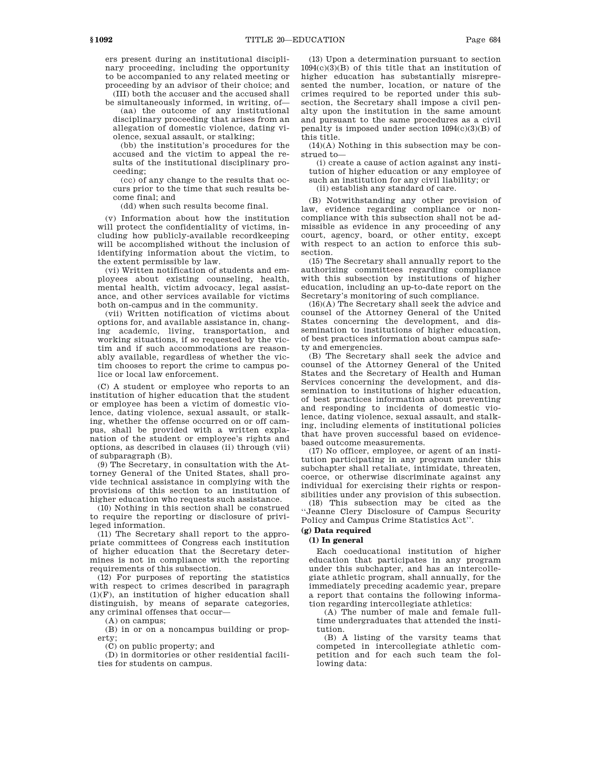ers present during an institutional disciplinary proceeding, including the opportunity to be accompanied to any related meeting or proceeding by an advisor of their choice; and

(III) both the accuser and the accused shall be simultaneously informed, in writing, of—

(aa) the outcome of any institutional disciplinary proceeding that arises from an allegation of domestic violence, dating violence, sexual assault, or stalking;

(bb) the institution's procedures for the accused and the victim to appeal the results of the institutional disciplinary proceeding;

(cc) of any change to the results that occurs prior to the time that such results become final; and

(dd) when such results become final.

(v) Information about how the institution will protect the confidentiality of victims, including how publicly-available recordkeeping will be accomplished without the inclusion of identifying information about the victim, to the extent permissible by law.

(vi) Written notification of students and employees about existing counseling, health, mental health, victim advocacy, legal assistance, and other services available for victims both on-campus and in the community.

(vii) Written notification of victims about options for, and available assistance in, changing academic, living, transportation, and working situations, if so requested by the victim and if such accommodations are reasonably available, regardless of whether the victim chooses to report the crime to campus police or local law enforcement.

(C) A student or employee who reports to an institution of higher education that the student or employee has been a victim of domestic violence, dating violence, sexual assault, or stalking, whether the offense occurred on or off campus, shall be provided with a written explanation of the student or employee's rights and options, as described in clauses (ii) through (vii) of subparagraph (B).

(9) The Secretary, in consultation with the Attorney General of the United States, shall provide technical assistance in complying with the provisions of this section to an institution of higher education who requests such assistance.

(10) Nothing in this section shall be construed to require the reporting or disclosure of privileged information.

(11) The Secretary shall report to the appropriate committees of Congress each institution of higher education that the Secretary determines is not in compliance with the reporting requirements of this subsection.

(12) For purposes of reporting the statistics with respect to crimes described in paragraph (1)(F), an institution of higher education shall distinguish, by means of separate categories, any criminal offenses that occur—

(A) on campus;

(B) in or on a noncampus building or property;

(C) on public property; and

(D) in dormitories or other residential facilities for students on campus.

(13) Upon a determination pursuant to section 1094(c)(3)(B) of this title that an institution of higher education has substantially misrepresented the number, location, or nature of the crimes required to be reported under this subsection, the Secretary shall impose a civil penalty upon the institution in the same amount and pursuant to the same procedures as a civil penalty is imposed under section 1094(c)(3)(B) of this title.

(14)(A) Nothing in this subsection may be construed to—

(i) create a cause of action against any institution of higher education or any employee of such an institution for any civil liability; or

(ii) establish any standard of care.

(B) Notwithstanding any other provision of law, evidence regarding compliance or noncompliance with this subsection shall not be admissible as evidence in any proceeding of any court, agency, board, or other entity, except with respect to an action to enforce this subsection.

(15) The Secretary shall annually report to the authorizing committees regarding compliance with this subsection by institutions of higher education, including an up-to-date report on the Secretary's monitoring of such compliance.

(16)(A) The Secretary shall seek the advice and counsel of the Attorney General of the United States concerning the development, and dissemination to institutions of higher education, of best practices information about campus safety and emergencies.

(B) The Secretary shall seek the advice and counsel of the Attorney General of the United States and the Secretary of Health and Human Services concerning the development, and dissemination to institutions of higher education, of best practices information about preventing and responding to incidents of domestic violence, dating violence, sexual assault, and stalking, including elements of institutional policies that have proven successful based on evidence-based outcome measurements.

(17) No officer, employee, or agent of an institution participating in any program under this subchapter shall retaliate, intimidate, threaten, coerce, or otherwise discriminate against any individual for exercising their rights or responsibilities under any provision of this subsection.

(18) This subsection may be cited as the "Jeanne Clery Disclosure of Campus Security Policy and Campus Crime Statistics Act".

**(g) Data required**

**(1) In general**

Each coeducational institution of higher education that participates in any program under this subchapter, and has an intercollegiate athletic program, shall annually, for the immediately preceding academic year, prepare a report that contains the following information regarding intercollegiate athletics:

(A) The number of male and female full-time undergraduates that attended the institution.

(B) A listing of the varsity teams that competed in intercollegiate athletic competition and for each such team the following data: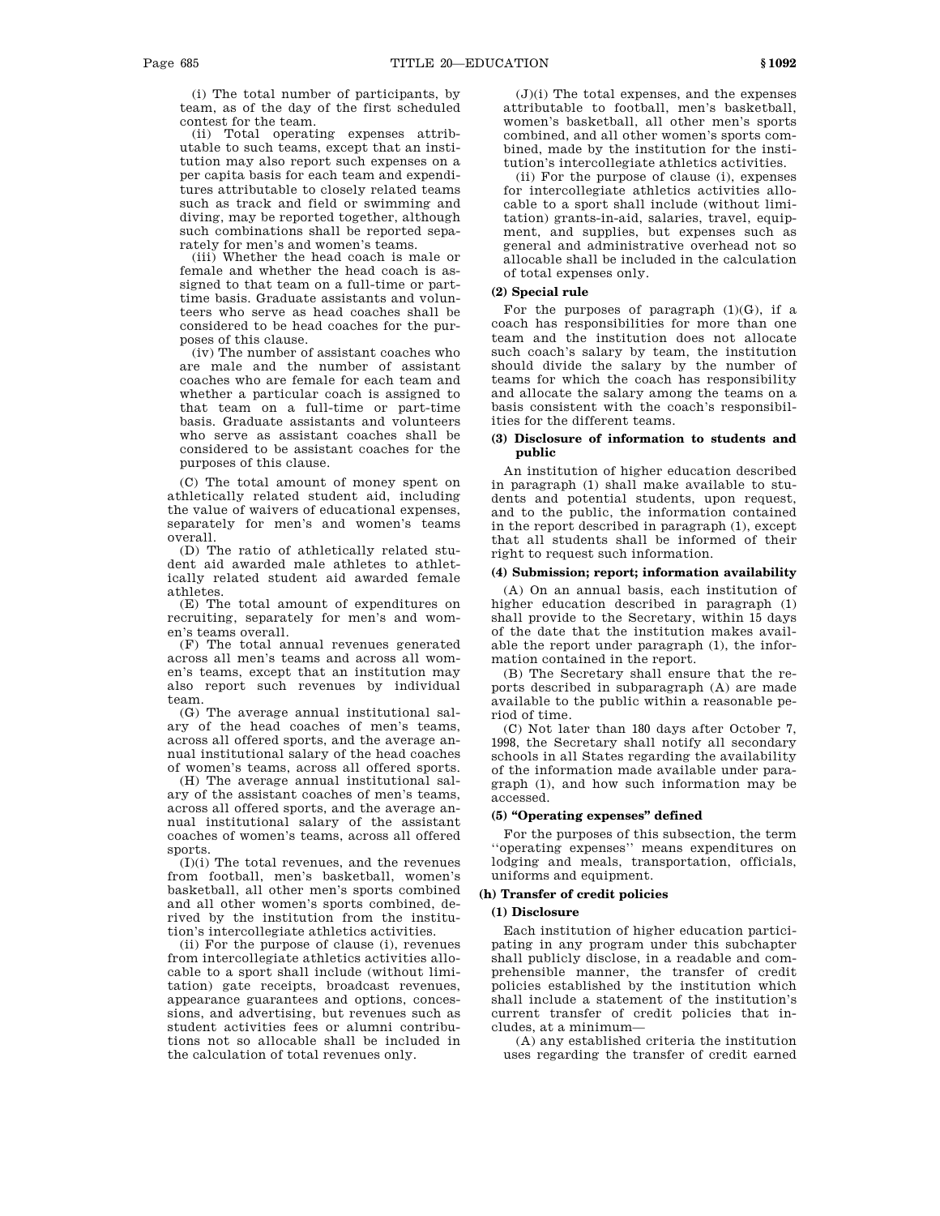(i) The total number of participants, by team, as of the day of the first scheduled contest for the team.

(ii) Total operating expenses attributable to such teams, except that an institution may also report such expenses on a per capita basis for each team and expenditures attributable to closely related teams such as track and field or swimming and diving, may be reported together, although such combinations shall be reported separately for men's and women's teams.

(iii) Whether the head coach is male or female and whether the head coach is assigned to that team on a full-time or part-time basis. Graduate assistants and volunteers who serve as head coaches shall be considered to be head coaches for the purposes of this clause.

(iv) The number of assistant coaches who are male and the number of assistant coaches who are female for each team and whether a particular coach is assigned to that team on a full-time or part-time basis. Graduate assistants and volunteers who serve as assistant coaches shall be considered to be assistant coaches for the purposes of this clause.

(C) The total amount of money spent on athletically related student aid, including the value of waivers of educational expenses, separately for men's and women's teams overall.

(D) The ratio of athletically related student aid awarded male athletes to athletically related student aid awarded female athletes.

(E) The total amount of expenditures on recruiting, separately for men's and women's teams overall.

(F) The total annual revenues generated across all men's teams and across all women's teams, except that an institution may also report such revenues by individual team.

(G) The average annual institutional salary of the head coaches of men's teams, across all offered sports, and the average annual institutional salary of the head coaches of women's teams, across all offered sports.

(H) The average annual institutional salary of the assistant coaches of men's teams, across all offered sports, and the average annual institutional salary of the assistant coaches of women's teams, across all offered sports.

(I)(i) The total revenues, and the revenues from football, men's basketball, women's basketball, all other men's sports combined and all other women's sports combined, derived by the institution from the institution's intercollegiate athletics activities.

(ii) For the purpose of clause (i), revenues from intercollegiate athletics activities allocable to a sport shall include (without limitation) gate receipts, broadcast revenues, appearance guarantees and options, concessions, and advertising, but revenues such as student activities fees or alumni contributions not so allocable shall be included in the calculation of total revenues only.

(J)(i) The total expenses, and the expenses attributable to football, men's basketball, women's basketball, all other men's sports combined, and all other women's sports combined, made by the institution for the institution's intercollegiate athletics activities.

(ii) For the purpose of clause (i), expenses for intercollegiate athletics activities allocable to a sport shall include (without limitation) grants-in-aid, salaries, travel, equipment, and supplies, but expenses such as general and administrative overhead not so allocable shall be included in the calculation of total expenses only.

**(2) Special rule**

For the purposes of paragraph (1)(G), if a coach has responsibilities for more than one team and the institution does not allocate such coach's salary by team, the institution should divide the salary by the number of teams for which the coach has responsibility and allocate the salary among the teams on a basis consistent with the coach's responsibilities for the different teams.

**(3) Disclosure of information to students and public**

An institution of higher education described in paragraph (1) shall make available to students and potential students, upon request, and to the public, the information contained in the report described in paragraph (1), except that all students shall be informed of their right to request such information.

**(4) Submission; report; information availability**

(A) On an annual basis, each institution of higher education described in paragraph (1) shall provide to the Secretary, within 15 days of the date that the institution makes available the report under paragraph (1), the information contained in the report.

(B) The Secretary shall ensure that the reports described in subparagraph (A) are made available to the public within a reasonable period of time.

(C) Not later than 180 days after October 7, 1998, the Secretary shall notify all secondary schools in all States regarding the availability of the information made available under paragraph (1), and how such information may be accessed.

**(5) "Operating expenses" defined**

For the purposes of this subsection, the term ''operating expenses'' means expenditures on lodging and meals, transportation, officials, uniforms and equipment.

**(h) Transfer of credit policies**

**(1) Disclosure**

Each institution of higher education participating in any program under this subchapter shall publicly disclose, in a readable and comprehensible manner, the transfer of credit policies established by the institution which shall include a statement of the institution's current transfer of credit policies that includes, at a minimum—

(A) any established criteria the institution uses regarding the transfer of credit earned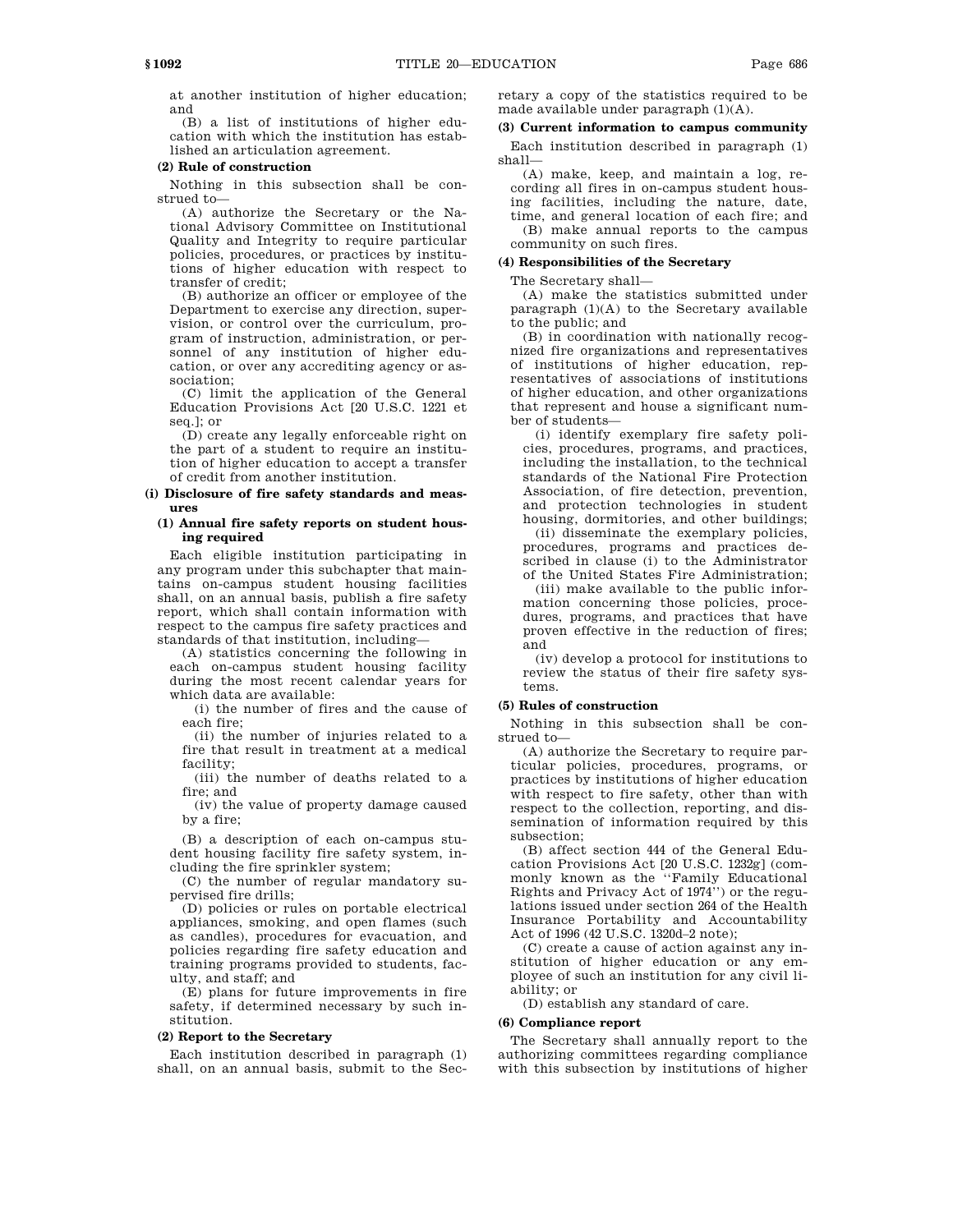at another institution of higher education; and

(B) a list of institutions of higher education with which the institution has established an articulation agreement.

**(2) Rule of construction**

Nothing in this subsection shall be construed to—

(A) authorize the Secretary or the National Advisory Committee on Institutional Quality and Integrity to require particular policies, procedures, or practices by institutions of higher education with respect to transfer of credit;

(B) authorize an officer or employee of the Department to exercise any direction, supervision, or control over the curriculum, program of instruction, administration, or personnel of any institution of higher education, or over any accrediting agency or association;

(C) limit the application of the General Education Provisions Act [20 U.S.C. 1221 et seq.]; or

(D) create any legally enforceable right on the part of a student to require an institution of higher education to accept a transfer of credit from another institution.

**(i) Disclosure of fire safety standards and measures**

**(1) Annual fire safety reports on student housing required**

Each eligible institution participating in any program under this subchapter that maintains on-campus student housing facilities shall, on an annual basis, publish a fire safety report, which shall contain information with respect to the campus fire safety practices and standards of that institution, including—

(A) statistics concerning the following in each on-campus student housing facility during the most recent calendar years for which data are available:

(i) the number of fires and the cause of each fire;

(ii) the number of injuries related to a fire that result in treatment at a medical facility;

(iii) the number of deaths related to a fire; and

(iv) the value of property damage caused by a fire;

(B) a description of each on-campus student housing facility fire safety system, including the fire sprinkler system;

(C) the number of regular mandatory supervised fire drills;

(D) policies or rules on portable electrical appliances, smoking, and open flames (such as candles), procedures for evacuation, and policies regarding fire safety education and training programs provided to students, faculty, and staff; and

(E) plans for future improvements in fire safety, if determined necessary by such institution.

**(2) Report to the Secretary**

Each institution described in paragraph (1) shall, on an annual basis, submit to the Secretary a copy of the statistics required to be made available under paragraph (1)(A).

**(3) Current information to campus community**

Each institution described in paragraph (1) shall—

(A) make, keep, and maintain a log, recording all fires in on-campus student housing facilities, including the nature, date, time, and general location of each fire; and

(B) make annual reports to the campus community on such fires.

**(4) Responsibilities of the Secretary**

The Secretary shall—

(A) make the statistics submitted under paragraph (1)(A) to the Secretary available to the public; and

(B) in coordination with nationally recognized fire organizations and representatives of institutions of higher education, representatives of associations of institutions of higher education, and other organizations that represent and house a significant number of students—

(i) identify exemplary fire safety policies, procedures, programs, and practices, including the installation, to the technical standards of the National Fire Protection Association, of fire detection, prevention, and protection technologies in student housing, dormitories, and other buildings;

(ii) disseminate the exemplary policies, procedures, programs and practices described in clause (i) to the Administrator of the United States Fire Administration;

(iii) make available to the public information concerning those policies, procedures, programs, and practices that have proven effective in the reduction of fires; and

(iv) develop a protocol for institutions to review the status of their fire safety systems.

**(5) Rules of construction**

Nothing in this subsection shall be construed to—

(A) authorize the Secretary to require particular policies, procedures, programs, or practices by institutions of higher education with respect to fire safety, other than with respect to the collection, reporting, and dissemination of information required by this subsection;

(B) affect section 444 of the General Education Provisions Act [20 U.S.C. 1232g] (commonly known as the ''Family Educational Rights and Privacy Act of 1974'') or the regulations issued under section 264 of the Health Insurance Portability and Accountability Act of 1996 (42 U.S.C. 1320d–2 note);

(C) create a cause of action against any institution of higher education or any employee of such an institution for any civil liability; or

(D) establish any standard of care.

**(6) Compliance report**

The Secretary shall annually report to the authorizing committees regarding compliance with this subsection by institutions of higher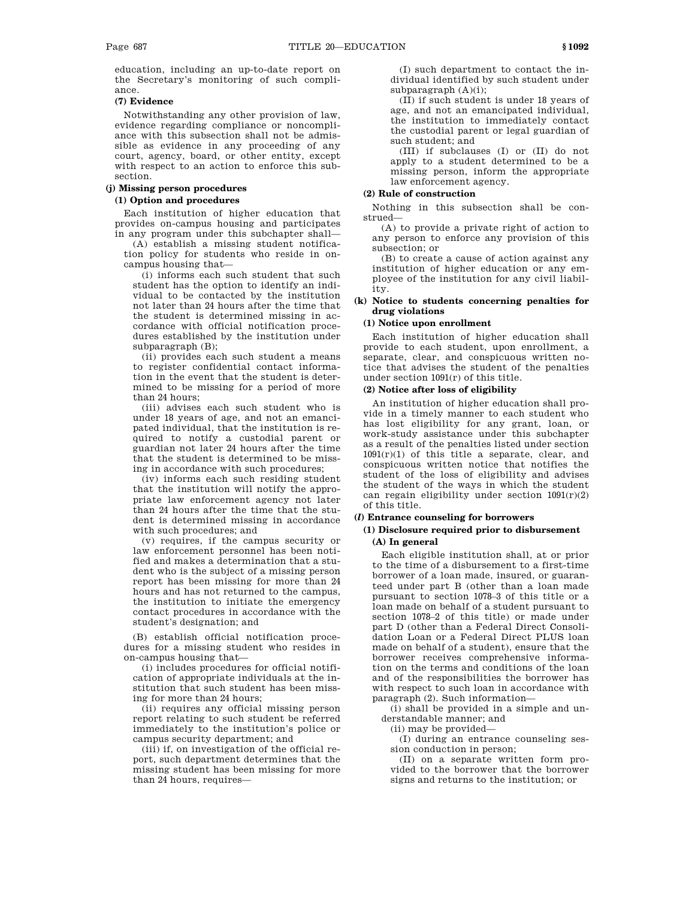education, including an up-to-date report on the Secretary's monitoring of such compliance.

**(7) Evidence**

Notwithstanding any other provision of law, evidence regarding compliance or noncompliance with this subsection shall not be admissible as evidence in any proceeding of any court, agency, board, or other entity, except with respect to an action to enforce this subsection.

**(j) Missing person procedures**

**(1) Option and procedures**

Each institution of higher education that provides on-campus housing and participates in any program under this subchapter shall—

(A) establish a missing student notification policy for students who reside in on-campus housing that—

(i) informs each such student that such student has the option to identify an individual to be contacted by the institution not later than 24 hours after the time that the student is determined missing in accordance with official notification procedures established by the institution under subparagraph (B);

(ii) provides each such student a means to register confidential contact information in the event that the student is determined to be missing for a period of more than 24 hours;

(iii) advises each such student who is under 18 years of age, and not an emancipated individual, that the institution is required to notify a custodial parent or guardian not later 24 hours after the time that the student is determined to be missing in accordance with such procedures;

(iv) informs each such residing student that the institution will notify the appropriate law enforcement agency not later than 24 hours after the time that the student is determined missing in accordance with such procedures; and

(v) requires, if the campus security or law enforcement personnel has been notified and makes a determination that a student who is the subject of a missing person report has been missing for more than 24 hours and has not returned to the campus, the institution to initiate the emergency contact procedures in accordance with the student's designation; and

(B) establish official notification procedures for a missing student who resides in on-campus housing that—

(i) includes procedures for official notification of appropriate individuals at the institution that such student has been missing for more than 24 hours;

(ii) requires any official missing person report relating to such student be referred immediately to the institution's police or campus security department; and

(iii) if, on investigation of the official report, such department determines that the missing student has been missing for more than 24 hours, requires—

(I) such department to contact the individual identified by such student under subparagraph (A)(i);

(II) if such student is under 18 years of age, and not an emancipated individual, the institution to immediately contact the custodial parent or legal guardian of such student; and

(III) if subclauses (I) or (II) do not apply to a student determined to be a missing person, inform the appropriate law enforcement agency.

**(2) Rule of construction**

Nothing in this subsection shall be construed—

(A) to provide a private right of action to any person to enforce any provision of this subsection; or

(B) to create a cause of action against any institution of higher education or any employee of the institution for any civil liability.

**(k) Notice to students concerning penalties for drug violations**

**(1) Notice upon enrollment**

Each institution of higher education shall provide to each student, upon enrollment, a separate, clear, and conspicuous written notice that advises the student of the penalties under section 1091(r) of this title.

**(2) Notice after loss of eligibility**

An institution of higher education shall provide in a timely manner to each student who has lost eligibility for any grant, loan, or work-study assistance under this subchapter as a result of the penalties listed under section 1091(r)(1) of this title a separate, clear, and conspicuous written notice that notifies the student of the loss of eligibility and advises the student of the ways in which the student can regain eligibility under section 1091(r)(2) of this title.

**(*l*) Entrance counseling for borrowers**

**(1) Disclosure required prior to disbursement**

**(A) In general**

Each eligible institution shall, at or prior to the time of a disbursement to a first-time borrower of a loan made, insured, or guaranteed under part B (other than a loan made pursuant to section 1078–3 of this title or a loan made on behalf of a student pursuant to section 1078–2 of this title) or made under part D (other than a Federal Direct Consolidation Loan or a Federal Direct PLUS loan made on behalf of a student), ensure that the borrower receives comprehensive information on the terms and conditions of the loan and of the responsibilities the borrower has with respect to such loan in accordance with paragraph (2). Such information—

(i) shall be provided in a simple and understandable manner; and

(ii) may be provided—

(I) during an entrance counseling session conduction in person;

(II) on a separate written form provided to the borrower that the borrower signs and returns to the institution; or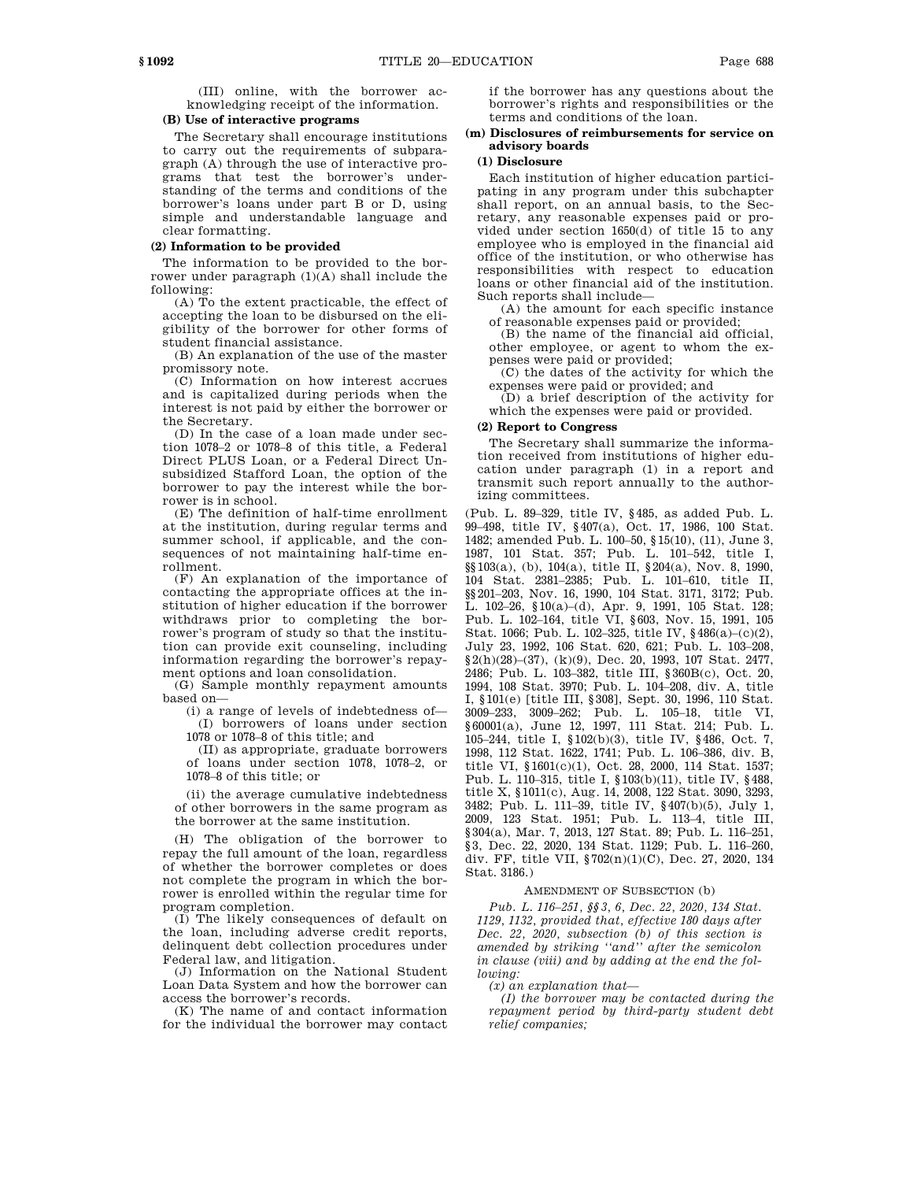(III) online, with the borrower acknowledging receipt of the information.

**(B) Use of interactive programs**

The Secretary shall encourage institutions to carry out the requirements of subparagraph (A) through the use of interactive programs that test the borrower's understanding of the terms and conditions of the borrower's loans under part B or D, using simple and understandable language and clear formatting.

**(2) Information to be provided**

The information to be provided to the borrower under paragraph (1)(A) shall include the following:

(A) To the extent practicable, the effect of accepting the loan to be disbursed on the eligibility of the borrower for other forms of student financial assistance.

(B) An explanation of the use of the master promissory note.

(C) Information on how interest accrues and is capitalized during periods when the interest is not paid by either the borrower or the Secretary.

(D) In the case of a loan made under section 1078–2 or 1078–8 of this title, a Federal Direct PLUS Loan, or a Federal Direct Unsubsidized Stafford Loan, the option of the borrower to pay the interest while the borrower is in school.

(E) The definition of half-time enrollment at the institution, during regular terms and summer school, if applicable, and the consequences of not maintaining half-time enrollment.

(F) An explanation of the importance of contacting the appropriate offices at the institution of higher education if the borrower withdraws prior to completing the borrower's program of study so that the institution can provide exit counseling, including information regarding the borrower's repayment options and loan consolidation.

(G) Sample monthly repayment amounts based on—

(i) a range of levels of indebtedness of—

(I) borrowers of loans under section 1078 or 1078–8 of this title; and

(II) as appropriate, graduate borrowers of loans under section 1078, 1078–2, or 1078–8 of this title; or

(ii) the average cumulative indebtedness of other borrowers in the same program as the borrower at the same institution.

(H) The obligation of the borrower to repay the full amount of the loan, regardless of whether the borrower completes or does not complete the program in which the borrower is enrolled within the regular time for program completion.

(I) The likely consequences of default on the loan, including adverse credit reports, delinquent debt collection procedures under Federal law, and litigation.

(J) Information on the National Student Loan Data System and how the borrower can access the borrower's records.

(K) The name of and contact information for the individual the borrower may contact if the borrower has any questions about the borrower's rights and responsibilities or the terms and conditions of the loan.

**(m) Disclosures of reimbursements for service on advisory boards**

**(1) Disclosure**

Each institution of higher education participating in any program under this subchapter shall report, on an annual basis, to the Secretary, any reasonable expenses paid or provided under section 1650(d) of title 15 to any employee who is employed in the financial aid office of the institution, or who otherwise has responsibilities with respect to education loans or other financial aid of the institution. Such reports shall include—

(A) the amount for each specific instance of reasonable expenses paid or provided;

(B) the name of the financial aid official, other employee, or agent to whom the expenses were paid or provided;

(C) the dates of the activity for which the expenses were paid or provided; and

(D) a brief description of the activity for which the expenses were paid or provided.

**(2) Report to Congress**

The Secretary shall summarize the information received from institutions of higher education under paragraph (1) in a report and transmit such report annually to the authorizing committees.

(Pub. L. 89–329, title IV, §485, as added Pub. L. 99–498, title IV, §407(a), Oct. 17, 1986, 100 Stat. 1482; amended Pub. L. 100–50, §15(10), (11), June 3, 1987, 101 Stat. 357; Pub. L. 101–542, title I, §§103(a), (b), 104(a), title II, §204(a), Nov. 8, 1990, 104 Stat. 2381–2385; Pub. L. 101–610, title II, §§201–203, Nov. 16, 1990, 104 Stat. 3171, 3172; Pub. L. 102–26, §10(a)–(d), Apr. 9, 1991, 105 Stat. 128; Pub. L. 102–164, title VI, §603, Nov. 15, 1991, 105 Stat. 1066; Pub. L. 102–325, title IV, §486(a)–(c)(2), July 23, 1992, 106 Stat. 620, 621; Pub. L. 103–208, §2(h)(28)–(37), (k)(9), Dec. 20, 1993, 107 Stat. 2477, 2486; Pub. L. 103–382, title III, §360B(c), Oct. 20, 1994, 108 Stat. 3970; Pub. L. 104–208, div. A, title I, §101(e) [title III, §308], Sept. 30, 1996, 110 Stat. 3009–233, 3009–262; Pub. L. 105–18, title VI, §60001(a), June 12, 1997, 111 Stat. 214; Pub. L. 105–244, title I, §102(b)(3), title IV, §486, Oct. 7, 1998, 112 Stat. 1622, 1741; Pub. L. 106–386, div. B, title VI, §1601(c)(1), Oct. 28, 2000, 114 Stat. 1537; Pub. L. 110–315, title I, §103(b)(11), title IV, §488, title X, §1011(c), Aug. 14, 2008, 122 Stat. 3090, 3293, 3482; Pub. L. 111–39, title IV, §407(b)(5), July 1, 2009, 123 Stat. 1951; Pub. L. 113–4, title III, §304(a), Mar. 7, 2013, 127 Stat. 89; Pub. L. 116–251, §3, Dec. 22, 2020, 134 Stat. 1129; Pub. L. 116–260, div. FF, title VII, §702(n)(1)(C), Dec. 27, 2020, 134 Stat. 3186.)

AMENDMENT OF SUBSECTION (b)

*Pub. L. 116–251, §§3, 6, Dec. 22, 2020, 134 Stat. 1129, 1132, provided that, effective 180 days after Dec. 22, 2020, subsection (b) of this section is amended by striking "and" after the semicolon in clause (viii) and by adding at the end the following:*

*(x) an explanation that—*

*(I) the borrower may be contacted during the repayment period by third-party student debt relief companies;*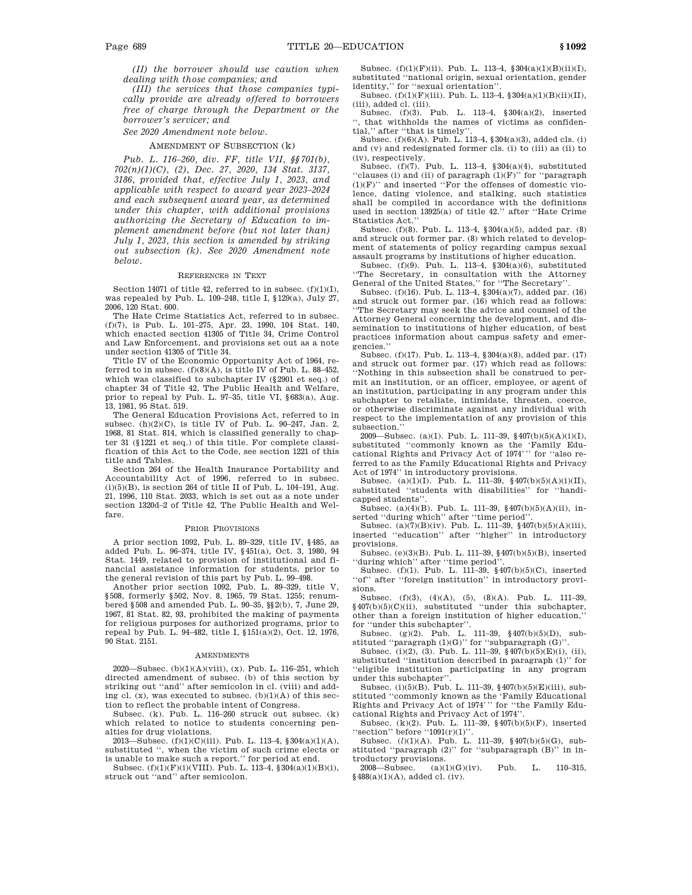*(II) the borrower should use caution when dealing with those companies; and*

*(III) the services that those companies typically provide are already offered to borrowers free of charge through the Department or the borrower's servicer; and*

*See 2020 Amendment note below.*

### AMENDMENT OF SUBSECTION (k)

*Pub. L. 116–260, div. FF, title VII, §§701(b), 702(n)(1)(C), (2), Dec. 27, 2020, 134 Stat. 3137, 3186, provided that, effective July 1, 2023, and applicable with respect to award year 2023–2024 and each subsequent award year, as determined under this chapter, with additional provisions authorizing the Secretary of Education to implement amendment before (but not later than) July 1, 2023, this section is amended by striking out subsection (k). See 2020 Amendment note below.*

### REFERENCES IN TEXT

Section 14071 of title 42, referred to in subsec. (f)(1)(I), was repealed by Pub. L. 109–248, title I, §129(a), July 27, 2006, 120 Stat. 600.

The Hate Crime Statistics Act, referred to in subsec. (f)(7), is Pub. L. 101–275, Apr. 23, 1990, 104 Stat. 140, which enacted section 41305 of Title 34, Crime Control and Law Enforcement, and provisions set out as a note under section 41305 of Title 34.

Title IV of the Economic Opportunity Act of 1964, referred to in subsec. (f)(8)(A), is title IV of Pub. L. 88–452, which was classified to subchapter IV (§2901 et seq.) of chapter 34 of Title 42, The Public Health and Welfare, prior to repeal by Pub. L. 97–35, title VI, §683(a), Aug. 13, 1981, 95 Stat. 519.

The General Education Provisions Act, referred to in subsec. (h)(2)(C), is title IV of Pub. L. 90–247, Jan. 2, 1968, 81 Stat. 814, which is classified generally to chapter 31 (§1221 et seq.) of this title. For complete classification of this Act to the Code, see section 1221 of this title and Tables.

Section 264 of the Health Insurance Portability and Accountability Act of 1996, referred to in subsec. (i)(5)(B), is section 264 of title II of Pub. L. 104–191, Aug. 21, 1996, 110 Stat. 2033, which is set out as a note under section 1320d–2 of Title 42, The Public Health and Welfare.

### PRIOR PROVISIONS

A prior section 1092, Pub. L. 89–329, title IV, §485, as added Pub. L. 96–374, title IV, §451(a), Oct. 3, 1980, 94 Stat. 1449, related to provision of institutional and financial assistance information for students, prior to the general revision of this part by Pub. L. 99–498.

Another prior section 1092, Pub. L. 89–329, title V, §508, formerly §502, Nov. 8, 1965, 79 Stat. 1255; renumbered §508 and amended Pub. L. 90–35, §§2(b), 7, June 29, 1967, 81 Stat. 82, 93, prohibited the making of payments for religious purposes for authorized programs, prior to repeal by Pub. L. 94–482, title I, §151(a)(2), Oct. 12, 1976, 90 Stat. 2151.

### AMENDMENTS

2020—Subsec. (b)(1)(A)(viii), (x). Pub. L. 116–251, which directed amendment of subsec. (b) of this section by striking out "and" after semicolon in cl. (viii) and adding cl. (x), was executed to subsec. (b)(1)(A) of this section to reflect the probable intent of Congress.

Subsec. (k). Pub. L. 116–260 struck out subsec. (k) which related to notice to students concerning penalties for drug violations.

2013—Subsec. (f)(1)(C)(iii). Pub. L. 113–4, §304(a)(1)(A), substituted ", when the victim of such crime elects or is unable to make such a report." for period at end.

Subsec. (f)(1)(F)(i)(VIII). Pub. L. 113–4, §304(a)(1)(B)(i), struck out "and" after semicolon.

Subsec. (f)(1)(F)(ii). Pub. L. 113–4, §304(a)(1)(B)(ii)(I), substituted "national origin, sexual orientation, gender identity," for "sexual orientation".

Subsec. (f)(1)(F)(iii). Pub. L. 113–4, §304(a)(1)(B)(ii)(II), (iii), added cl. (iii).

Subsec. (f)(3). Pub. L. 113–4, §304(a)(2), inserted ", that withholds the names of victims as confidential," after "that is timely".

Subsec. (f)(6)(A). Pub. L. 113–4, §304(a)(3), added cls. (i) and (v) and redesignated former cls. (i) to (iii) as (ii) to (iv), respectively.

Subsec. (f)(7). Pub. L. 113–4, §304(a)(4), substituted "clauses (i) and (ii) of paragraph (1)(F)" for "paragraph (1)(F)" and inserted "For the offenses of domestic violence, dating violence, and stalking, such statistics shall be compiled in accordance with the definitions used in section 13925(a) of title 42." after "Hate Crime Statistics Act."

Subsec. (f)(8). Pub. L. 113–4, §304(a)(5), added par. (8) and struck out former par. (8) which related to development of statements of policy regarding campus sexual assault programs by institutions of higher education.

Subsec. (f)(9). Pub. L. 113–4, §304(a)(6), substituted "The Secretary, in consultation with the Attorney General of the United States," for "The Secretary".

Subsec. (f)(16). Pub. L. 113–4, §304(a)(7), added par. (16) and struck out former par. (16) which read as follows: "The Secretary may seek the advice and counsel of the Attorney General concerning the development, and dissemination to institutions of higher education, of best practices information about campus safety and emergencies."

Subsec. (f)(17). Pub. L. 113–4, §304(a)(8), added par. (17) and struck out former par. (17) which read as follows: "Nothing in this subsection shall be construed to permit an institution, or an officer, employee, or agent of an institution, participating in any program under this subchapter to retaliate, intimidate, threaten, coerce, or otherwise discriminate against any individual with respect to the implementation of any provision of this subsection."

2009—Subsec. (a)(1). Pub. L. 111–39, §407(b)(5)(A)(i)(I), substituted "commonly known as the 'Family Educational Rights and Privacy Act of 1974'" for "also referred to as the Family Educational Rights and Privacy Act of 1974" in introductory provisions.

Subsec. (a)(1)(I). Pub. L. 111–39, §407(b)(5)(A)(i)(II), substituted "students with disabilities" for "handicapped students".

Subsec. (a)(4)(B). Pub. L. 111–39, §407(b)(5)(A)(ii), inserted "during which" after "time period".

Subsec. (a)(7)(B)(iv). Pub. L. 111–39, §407(b)(5)(A)(iii), inserted "education" after "higher" in introductory provisions.

Subsec. (e)(3)(B). Pub. L. 111–39, §407(b)(5)(B), inserted "during which" after "time period".

Subsec. (f)(1). Pub. L. 111–39, §407(b)(5)(C), inserted "of" after "foreign institution" in introductory provisions.

Subsec. (f)(3), (4)(A), (5), (8)(A). Pub. L. 111–39, §407(b)(5)(C)(ii), substituted "under this subchapter, other than a foreign institution of higher education," for "under this subchapter".

Subsec. (g)(2). Pub. L. 111–39, §407(b)(5)(D), substituted "paragraph (1)(G)" for "subparagraph (G)".

Subsec. (i)(2), (3). Pub. L. 111–39, §407(b)(5)(E)(i), (ii), substituted "institution described in paragraph (1)" for "eligible institution participating in any program under this subchapter".

Subsec. (i)(5)(B). Pub. L. 111–39, §407(b)(5)(E)(iii), substituted "commonly known as the 'Family Educational Rights and Privacy Act of 1974'" for "the Family Educational Rights and Privacy Act of 1974".

Subsec. (k)(2). Pub. L. 111–39, §407(b)(5)(F), inserted "section" before "1091(r)(1)".

Subsec. (*l*)(1)(A). Pub. L. 111–39, §407(b)(5)(G), substituted "paragraph (2)" for "subparagraph (B)" in introductory provisions.

2008—Subsec. (a)(1)(G)(iv). Pub. L. 110–315, §488(a)(1)(A), added cl. (iv).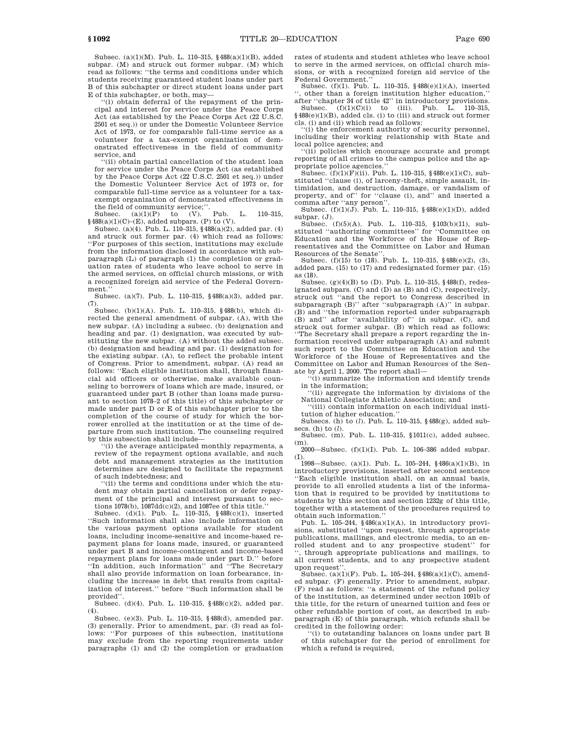Subsec. (a)(1)(M). Pub. L. 110–315, §488(a)(1)(B), added subpar. (M) and struck out former subpar. (M) which read as follows: ''the terms and conditions under which students receiving guaranteed student loans under part B of this subchapter or direct student loans under part E of this subchapter, or both, may—

''(i) obtain deferral of the repayment of the principal and interest for service under the Peace Corps Act (as established by the Peace Corps Act (22 U.S.C. 2501 et seq.)) or under the Domestic Volunteer Service Act of 1973, or for comparable full-time service as a volunteer for a tax-exempt organization of demonstrated effectiveness in the field of community service, and

''(ii) obtain partial cancellation of the student loan for service under the Peace Corps Act (as established by the Peace Corps Act (22 U.S.C. 2501 et seq.)) under the Domestic Volunteer Service Act of 1973 or, for comparable full-time service as a volunteer for a tax-exempt organization of demonstrated effectiveness in the field of community service;''.

Subsec. (a)(1)(P) to (V). Pub. L. 110–315, §488(a)(1)(C)–(E), added subpars. (P) to (V).

Subsec. (a)(4). Pub. L. 110–315, §488(a)(2), added par. (4) and struck out former par. (4) which read as follows: ''For purposes of this section, institutions may exclude from the information disclosed in accordance with subparagraph (L) of paragraph (1) the completion or graduation rates of students who leave school to serve in the armed services, on official church missions, or with a recognized foreign aid service of the Federal Government.''

Subsec. (a)(7). Pub. L. 110–315, §488(a)(3), added par. (7).

Subsec. (b)(1)(A). Pub. L. 110–315, §488(b), which directed the general amendment of subpar. (A), with the new subpar. (A) including a subsec. (b) designation and heading and par. (1) designation, was executed by substituting the new subpar. (A) without the added subsec. (b) designation and heading and par. (1) designation for the existing subpar. (A), to reflect the probable intent of Congress. Prior to amendment, subpar. (A) read as follows: ''Each eligible institution shall, through financial aid officers or otherwise, make available counseling to borrowers of loans which are made, insured, or guaranteed under part B (other than loans made pursuant to section 1078–2 of this title) of this subchapter or made under part D or E of this subchapter prior to the completion of the course of study for which the borrower enrolled at the institution or at the time of departure from such institution. The counseling required by this subsection shall include—

''(i) the average anticipated monthly repayments, a review of the repayment options available, and such debt and management strategies as the institution determines are designed to facilitate the repayment of such indebtedness; and

''(ii) the terms and conditions under which the student may obtain partial cancellation or defer repayment of the principal and interest pursuant to sections 1078(b), 1087dd(c)(2), and 1087ee of this title.''

Subsec. (d)(1). Pub. L. 110–315, §488(c)(1), inserted ''Such information shall also include information on the various payment options available for student loans, including income-sensitive and income-based repayment plans for loans made, insured, or guaranteed under part B and income-contingent and income-based repayment plans for loans made under part D.'' before ''In addition, such information'' and ''The Secretary shall also provide information on loan forbearance, including the increase in debt that results from capitalization of interest.'' before ''Such information shall be provided''.

Subsec. (d)(4). Pub. L. 110–315, §488(c)(2), added par. (4).

Subsec. (e)(3). Pub. L. 110–315, §488(d), amended par. (3) generally. Prior to amendment, par. (3) read as follows: ''For purposes of this subsection, institutions may exclude from the reporting requirements under paragraphs (1) and (2) the completion or graduation rates of students and student athletes who leave school to serve in the armed services, on official church missions, or with a recognized foreign aid service of the Federal Government.''

Subsec. (f)(1). Pub. L. 110–315, §488(e)(1)(A), inserted '', other than a foreign institution higher education,'' after ''chapter 34 of title 42'' in introductory provisions.

Subsec. (f)(1)(C)(i) to (iii). Pub. L. 110–315, §488(e)(1)(B), added cls. (i) to (iii) and struck out former cls. (i) and (ii) which read as follows:

''(i) the enforcement authority of security personnel, including their working relationship with State and local police agencies; and

''(ii) policies which encourage accurate and prompt reporting of all crimes to the campus police and the appropriate police agencies.''

Subsec. (f)(1)(F)(ii). Pub. L. 110–315, §488(e)(1)(C), substituted ''clause (i), of larceny-theft, simple assault, intimidation, and destruction, damage, or vandalism of property, and of'' for ''clause (i), and'' and inserted a comma after ''any person''.

Subsec. (f)(1)(J). Pub. L. 110–315, §488(e)(1)(D), added subpar. (J).

Subsec. (f)(5)(A). Pub. L. 110–315, §103(b)(11), substituted ''authorizing committees'' for ''Committee on Education and the Workforce of the House of Representatives and the Committee on Labor and Human Resources of the Senate''.

Subsec. (f)(15) to (18). Pub. L. 110–315, §488(e)(2), (3), added pars. (15) to (17) and redesignated former par. (15) as (18).

Subsec. (g)(4)(B) to (D). Pub. L. 110–315, §488(f), redesignated subpars. (C) and (D) as (B) and (C), respectively, struck out ''and the report to Congress described in subparagraph (B)'' after ''subparagraph (A)'' in subpar. (B) and ''the information reported under subparagraph (B) and'' after ''availability of'' in subpar. (C), and struck out former subpar. (B) which read as follows: ''The Secretary shall prepare a report regarding the information received under subparagraph (A) and submit such report to the Committee on Education and the Workforce of the House of Representatives and the Committee on Labor and Human Resources of the Senate by April 1, 2000. The report shall—

''(i) summarize the information and identify trends in the information;

''(ii) aggregate the information by divisions of the National Collegiate Athletic Association; and

''(iii) contain information on each individual institution of higher education.''

Subsecs. (h) to (*l*). Pub. L. 110–315, §488(g), added subsecs. (h) to (*l*).

Subsec. (m). Pub. L. 110–315, §1011(c), added subsec. (m).

2000—Subsec. (f)(1)(I). Pub. L. 106–386 added subpar. (I).

1998—Subsec. (a)(1). Pub. L. 105–244, §486(a)(1)(B), in introductory provisions, inserted after second sentence ''Each eligible institution shall, on an annual basis, provide to all enrolled students a list of the information that is required to be provided by institutions to students by this section and section 1232g of this title, together with a statement of the procedures required to obtain such information.''

Pub. L. 105–244, §486(a)(1)(A), in introductory provisions, substituted ''upon request, through appropriate publications, mailings, and electronic media, to an enrolled student and to any prospective student'' for '', through appropriate publications and mailings, to all current students, and to any prospective student upon request''.

Subsec. (a)(1)(F). Pub. L. 105–244, §486(a)(1)(C), amended subpar. (F) generally. Prior to amendment, subpar. (F) read as follows: ''a statement of the refund policy of the institution, as determined under section 1091b of this title, for the return of unearned tuition and fees or other refundable portion of cost, as described in subparagraph (E) of this paragraph, which refunds shall be credited in the following order:

''(i) to outstanding balances on loans under part B of this subchapter for the period of enrollment for which a refund is required,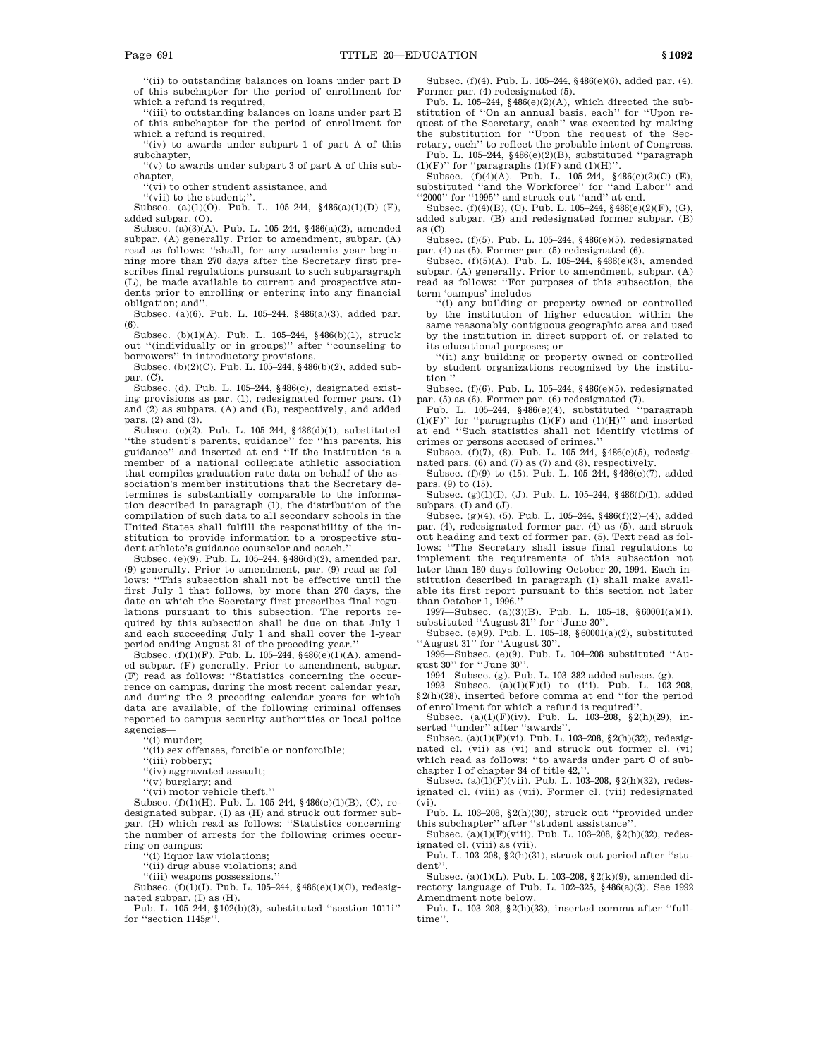''(ii) to outstanding balances on loans under part D of this subchapter for the period of enrollment for which a refund is required,

''(iii) to outstanding balances on loans under part E of this subchapter for the period of enrollment for which a refund is required,

''(iv) to awards under subpart 1 of part A of this subchapter,

''(v) to awards under subpart 3 of part A of this subchapter,

''(vi) to other student assistance, and

''(vii) to the student;''.

Subsec. (a)(1)(O). Pub. L. 105–244, §486(a)(1)(D)–(F), added subpar. (O).

Subsec. (a)(3)(A). Pub. L. 105–244, §486(a)(2), amended subpar. (A) generally. Prior to amendment, subpar. (A) read as follows: ''shall, for any academic year beginning more than 270 days after the Secretary first prescribes final regulations pursuant to such subparagraph (L), be made available to current and prospective students prior to enrolling or entering into any financial obligation; and''.

Subsec. (a)(6). Pub. L. 105–244, §486(a)(3), added par. (6).

Subsec. (b)(1)(A). Pub. L. 105–244, §486(b)(1), struck out ''(individually or in groups)'' after ''counseling to borrowers'' in introductory provisions.

Subsec. (b)(2)(C). Pub. L. 105–244, §486(b)(2), added subpar. (C).

Subsec. (d). Pub. L. 105–244, §486(c), designated existing provisions as par. (1), redesignated former pars. (1) and (2) as subpars. (A) and (B), respectively, and added pars. (2) and (3).

Subsec. (e)(2). Pub. L. 105–244, §486(d)(1), substituted ''the student's parents, guidance'' for ''his parents, his guidance'' and inserted at end ''If the institution is a member of a national collegiate athletic association that compiles graduation rate data on behalf of the association's member institutions that the Secretary determines is substantially comparable to the information described in paragraph (1), the distribution of the compilation of such data to all secondary schools in the United States shall fulfill the responsibility of the institution to provide information to a prospective student athlete's guidance counselor and coach.''

Subsec. (e)(9). Pub. L. 105–244, §486(d)(2), amended par. (9) generally. Prior to amendment, par. (9) read as follows: ''This subsection shall not be effective until the first July 1 that follows, by more than 270 days, the date on which the Secretary first prescribes final regulations pursuant to this subsection. The reports required by this subsection shall be due on that July 1 and each succeeding July 1 and shall cover the 1-year period ending August 31 of the preceding year.''

Subsec. (f)(1)(F). Pub. L. 105–244, §486(e)(1)(A), amended subpar. (F) generally. Prior to amendment, subpar. (F) read as follows: ''Statistics concerning the occurrence on campus, during the most recent calendar year, and during the 2 preceding calendar years for which data are available, of the following criminal offenses reported to campus security authorities or local police agencies—

''(i) murder;

''(ii) sex offenses, forcible or nonforcible;

''(iii) robbery;

''(iv) aggravated assault;

''(v) burglary; and

''(vi) motor vehicle theft.''

Subsec. (f)(1)(H). Pub. L. 105–244, §486(e)(1)(B), (C), redesignated subpar. (I) as (H) and struck out former subpar. (H) which read as follows: ''Statistics concerning the number of arrests for the following crimes occurring on campus:

''(i) liquor law violations;

''(ii) drug abuse violations; and

''(iii) weapons possessions.''

Subsec. (f)(1)(I). Pub. L. 105–244, §486(e)(1)(C), redesignated subpar. (I) as (H).

Pub. L. 105–244, §102(b)(3), substituted ''section 1011i'' for ''section 1145g''.

Subsec. (f)(4). Pub. L. 105–244, §486(e)(6), added par. (4). Former par. (4) redesignated (5).

Pub. L. 105–244, §486(e)(2)(A), which directed the substitution of ''On an annual basis, each'' for ''Upon request of the Secretary, each'' was executed by making the substitution for ''Upon the request of the Secretary, each'' to reflect the probable intent of Congress.

Pub. L. 105–244, §486(e)(2)(B), substituted ''paragraph (1)(F)'' for ''paragraphs (1)(F) and (1)(H)''.

Subsec. (f)(4)(A). Pub. L. 105–244, §486(e)(2)(C)–(E), substituted ''and the Workforce'' for ''and Labor'' and ''2000'' for ''1995'' and struck out ''and'' at end.

Subsec. (f)(4)(B), (C). Pub. L. 105–244, §486(e)(2)(F), (G), added subpar. (B) and redesignated former subpar. (B) as (C).

Subsec. (f)(5). Pub. L. 105–244, §486(e)(5), redesignated par. (4) as (5). Former par. (5) redesignated (6).

Subsec. (f)(5)(A). Pub. L. 105–244, §486(e)(3), amended subpar. (A) generally. Prior to amendment, subpar. (A) read as follows: ''For purposes of this subsection, the term 'campus' includes—

''(i) any building or property owned or controlled by the institution of higher education within the same reasonably contiguous geographic area and used by the institution in direct support of, or related to its educational purposes; or

''(ii) any building or property owned or controlled by student organizations recognized by the institution.''

Subsec. (f)(6). Pub. L. 105–244, §486(e)(5), redesignated par. (5) as (6). Former par. (6) redesignated (7).

Pub. L. 105–244, §486(e)(4), substituted ''paragraph (1)(F)'' for ''paragraphs (1)(F) and (1)(H)'' and inserted at end ''Such statistics shall not identify victims of crimes or persons accused of crimes.''

Subsec. (f)(7), (8). Pub. L. 105–244, §486(e)(5), redesignated pars. (6) and (7) as (7) and (8), respectively.

Subsec. (f)(9) to (15). Pub. L. 105–244, §486(e)(7), added pars. (9) to (15).

Subsec. (g)(1)(I), (J). Pub. L. 105–244, §486(f)(1), added subpars. (I) and (J).

Subsec. (g)(4), (5). Pub. L. 105–244, §486(f)(2)–(4), added par. (4), redesignated former par. (4) as (5), and struck out heading and text of former par. (5). Text read as follows: ''The Secretary shall issue final regulations to implement the requirements of this subsection not later than 180 days following October 20, 1994. Each institution described in paragraph (1) shall make available its first report pursuant to this section not later than October 1, 1996.''

1997—Subsec. (a)(3)(B). Pub. L. 105–18, §60001(a)(1), substituted ''August 31'' for ''June 30''.

Subsec. (e)(9). Pub. L. 105–18, §60001(a)(2), substituted ''August 31'' for ''August 30''.

1996—Subsec. (e)(9). Pub. L. 104–208 substituted ''August 30'' for ''June 30''.

1994—Subsec. (g). Pub. L. 103–382 added subsec. (g).

1993—Subsec. (a)(1)(F)(i) to (iii). Pub. L. 103–208, §2(h)(28), inserted before comma at end ''for the period of enrollment for which a refund is required''.

Subsec. (a)(1)(F)(iv). Pub. L. 103–208, §2(h)(29), inserted ''under'' after ''awards''.

Subsec. (a)(1)(F)(vi). Pub. L. 103–208, §2(h)(32), redesignated cl. (vii) as (vi) and struck out former cl. (vi) which read as follows: ''to awards under part C of subchapter I of chapter 34 of title 42,''.

Subsec. (a)(1)(F)(vii). Pub. L. 103–208, §2(h)(32), redesignated cl. (viii) as (vii). Former cl. (vii) redesignated (vi).

Pub. L. 103–208, §2(h)(30), struck out ''provided under this subchapter'' after ''student assistance''.

Subsec. (a)(1)(F)(viii). Pub. L. 103–208, §2(h)(32), redesignated cl. (viii) as (vii).

Pub. L. 103–208, §2(h)(31), struck out period after ''student''.

Subsec. (a)(1)(L). Pub. L. 103–208, §2(k)(9), amended directory language of Pub. L. 102–325, §486(a)(3). See 1992 Amendment note below.

Pub. L. 103–208, §2(h)(33), inserted comma after ''full-time''.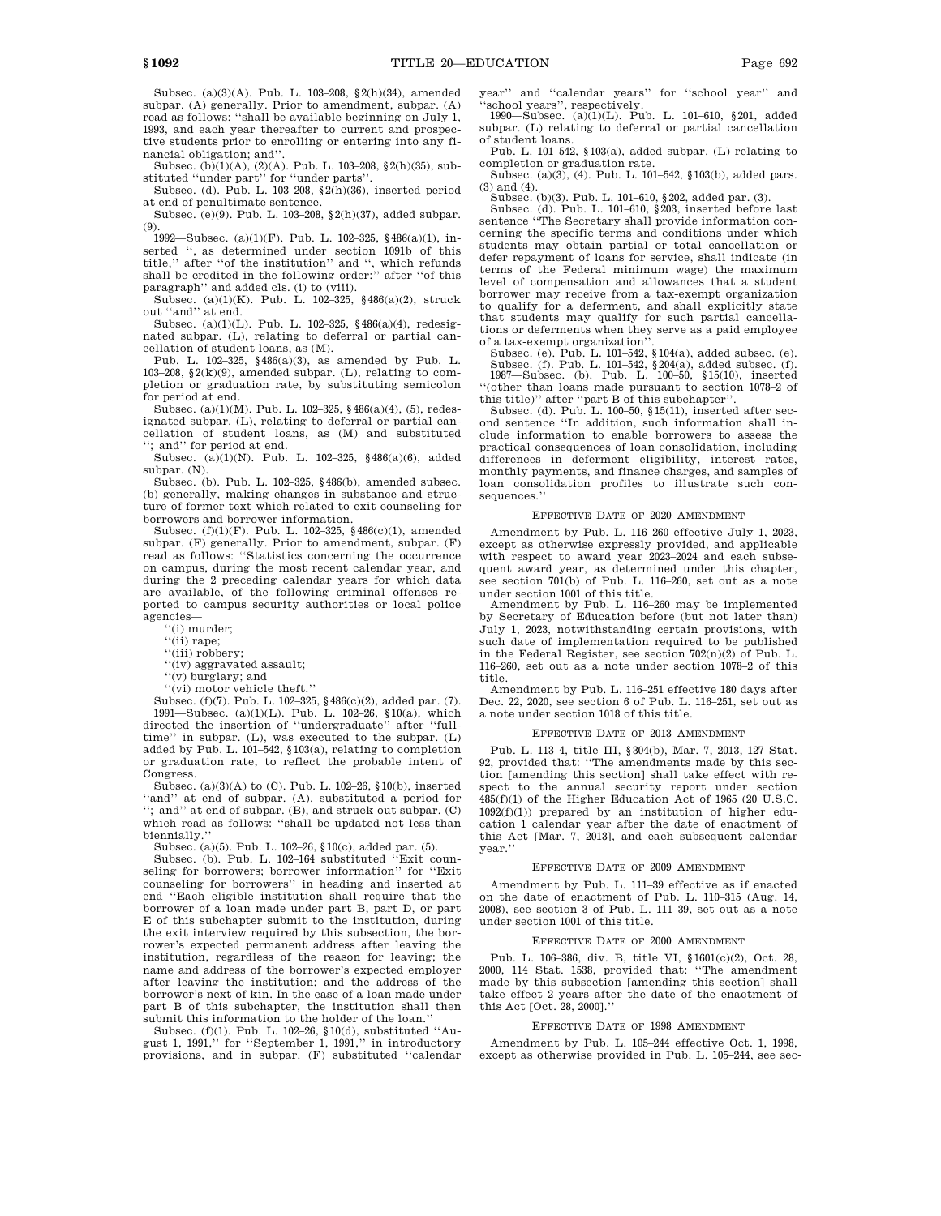Subsec. (a)(3)(A). Pub. L. 103–208, §2(h)(34), amended subpar. (A) generally. Prior to amendment, subpar. (A) read as follows: "shall be available beginning on July 1, 1993, and each year thereafter to current and prospective students prior to enrolling or entering into any financial obligation; and".

Subsec. (b)(1)(A), (2)(A). Pub. L. 103–208, §2(h)(35), substituted "under part" for "under parts".

Subsec. (d). Pub. L. 103–208, §2(h)(36), inserted period at end of penultimate sentence.

Subsec. (e)(9). Pub. L. 103–208, §2(h)(37), added subpar. (9).

1992—Subsec. (a)(1)(F). Pub. L. 102–325, §486(a)(1), inserted ", as determined under section 1091b of this title," after "of the institution" and ", which refunds shall be credited in the following order:" after "of this paragraph" and added cls. (i) to (viii).

Subsec. (a)(1)(K). Pub. L. 102–325, §486(a)(2), struck out "and" at end.

Subsec. (a)(1)(L). Pub. L. 102–325, §486(a)(4), redesignated subpar. (L), relating to deferral or partial cancellation of student loans, as (M).

Pub. L. 102–325, §486(a)(3), as amended by Pub. L. 103–208, §2(k)(9), amended subpar. (L), relating to completion or graduation rate, by substituting semicolon for period at end.

Subsec. (a)(1)(M). Pub. L. 102–325, §486(a)(4), (5), redesignated subpar. (L), relating to deferral or partial cancellation of student loans, as (M) and substituted "; and" for period at end.

Subsec. (a)(1)(N). Pub. L. 102–325, §486(a)(6), added subpar. (N).

Subsec. (b). Pub. L. 102–325, §486(b), amended subsec. (b) generally, making changes in substance and structure of former text which related to exit counseling for borrowers and borrower information.

Subsec. (f)(1)(F). Pub. L. 102–325, §486(c)(1), amended subpar. (F) generally. Prior to amendment, subpar. (F) read as follows: "Statistics concerning the occurrence on campus, during the most recent calendar year, and during the 2 preceding calendar years for which data are available, of the following criminal offenses reported to campus security authorities or local police agencies—

"(i) murder;

"(ii) rape;

"(iii) robbery;

"(iv) aggravated assault;

"(v) burglary; and

"(vi) motor vehicle theft."

Subsec. (f)(7). Pub. L. 102–325, §486(c)(2), added par. (7).

1991—Subsec. (a)(1)(L). Pub. L. 102–26, §10(a), which directed the insertion of "undergraduate" after "full-time" in subpar. (L), was executed to the subpar. (L) added by Pub. L. 101–542, §103(a), relating to completion or graduation rate, to reflect the probable intent of Congress.

Subsec. (a)(3)(A) to (C). Pub. L. 102–26, §10(b), inserted "and" at end of subpar. (A), substituted a period for "; and" at end of subpar. (B), and struck out subpar. (C) which read as follows: "shall be updated not less than biennially."

Subsec. (a)(5). Pub. L. 102–26, §10(c), added par. (5).

Subsec. (b). Pub. L. 102–164 substituted "Exit counseling for borrowers; borrower information" for "Exit counseling for borrowers" in heading and inserted at end "Each eligible institution shall require that the borrower of a loan made under part B, part D, or part E of this subchapter submit to the institution, during the exit interview required by this subsection, the borrower's expected permanent address after leaving the institution, regardless of the reason for leaving; the name and address of the borrower's expected employer after leaving the institution; and the address of the borrower's next of kin. In the case of a loan made under part B of this subchapter, the institution shall then submit this information to the holder of the loan."

Subsec. (f)(1). Pub. L. 102–26, §10(d), substituted "August 1, 1991," for "September 1, 1991," in introductory provisions, and in subpar. (F) substituted "calendar year" and "calendar years" for "school year" and "school years", respectively.

1990—Subsec. (a)(1)(L). Pub. L. 101–610, §201, added subpar. (L) relating to deferral or partial cancellation of student loans.

Pub. L. 101–542, §103(a), added subpar. (L) relating to completion or graduation rate.

Subsec. (a)(3), (4). Pub. L. 101–542, §103(b), added pars. (3) and (4).

Subsec. (b)(3). Pub. L. 101–610, §202, added par. (3).

Subsec. (d). Pub. L. 101–610, §203, inserted before last sentence "The Secretary shall provide information concerning the specific terms and conditions under which students may obtain partial or total cancellation or defer repayment of loans for service, shall indicate (in terms of the Federal minimum wage) the maximum level of compensation and allowances that a student borrower may receive from a tax-exempt organization to qualify for a deferment, and shall explicitly state that students may qualify for such partial cancellations or deferments when they serve as a paid employee of a tax-exempt organization".

Subsec. (e). Pub. L. 101–542, §104(a), added subsec. (e).

Subsec. (f). Pub. L. 101–542, §204(a), added subsec. (f).

1987—Subsec. (b). Pub. L. 100–50, §15(10), inserted "(other than loans made pursuant to section 1078–2 of this title)" after "part B of this subchapter".

Subsec. (d). Pub. L. 100–50, §15(11), inserted after second sentence "In addition, such information shall include information to enable borrowers to assess the practical consequences of loan consolidation, including differences in deferment eligibility, interest rates, monthly payments, and finance charges, and samples of loan consolidation profiles to illustrate such consequences."

### Effective Date of 2020 Amendment

Amendment by Pub. L. 116–260 effective July 1, 2023, except as otherwise expressly provided, and applicable with respect to award year 2023–2024 and each subsequent award year, as determined under this chapter, see section 701(b) of Pub. L. 116–260, set out as a note under section 1001 of this title.

Amendment by Pub. L. 116–260 may be implemented by Secretary of Education before (but not later than) July 1, 2023, notwithstanding certain provisions, with such date of implementation required to be published in the Federal Register, see section 702(n)(2) of Pub. L. 116–260, set out as a note under section 1078–2 of this title.

Amendment by Pub. L. 116–251 effective 180 days after Dec. 22, 2020, see section 6 of Pub. L. 116–251, set out as a note under section 1018 of this title.

### Effective Date of 2013 Amendment

Pub. L. 113–4, title III, §304(b), Mar. 7, 2013, 127 Stat. 92, provided that: "The amendments made by this section [amending this section] shall take effect with respect to the annual security report under section 485(f)(1) of the Higher Education Act of 1965 (20 U.S.C. 1092(f)(1)) prepared by an institution of higher education 1 calendar year after the date of enactment of this Act [Mar. 7, 2013], and each subsequent calendar year."

### Effective Date of 2009 Amendment

Amendment by Pub. L. 111–39 effective as if enacted on the date of enactment of Pub. L. 110–315 (Aug. 14, 2008), see section 3 of Pub. L. 111–39, set out as a note under section 1001 of this title.

### Effective Date of 2000 Amendment

Pub. L. 106–386, div. B, title VI, §1601(c)(2), Oct. 28, 2000, 114 Stat. 1538, provided that: "The amendment made by this subsection [amending this section] shall take effect 2 years after the date of the enactment of this Act [Oct. 28, 2000]."

### Effective Date of 1998 Amendment

Amendment by Pub. L. 105–244 effective Oct. 1, 1998, except as otherwise provided in Pub. L. 105–244, see sec-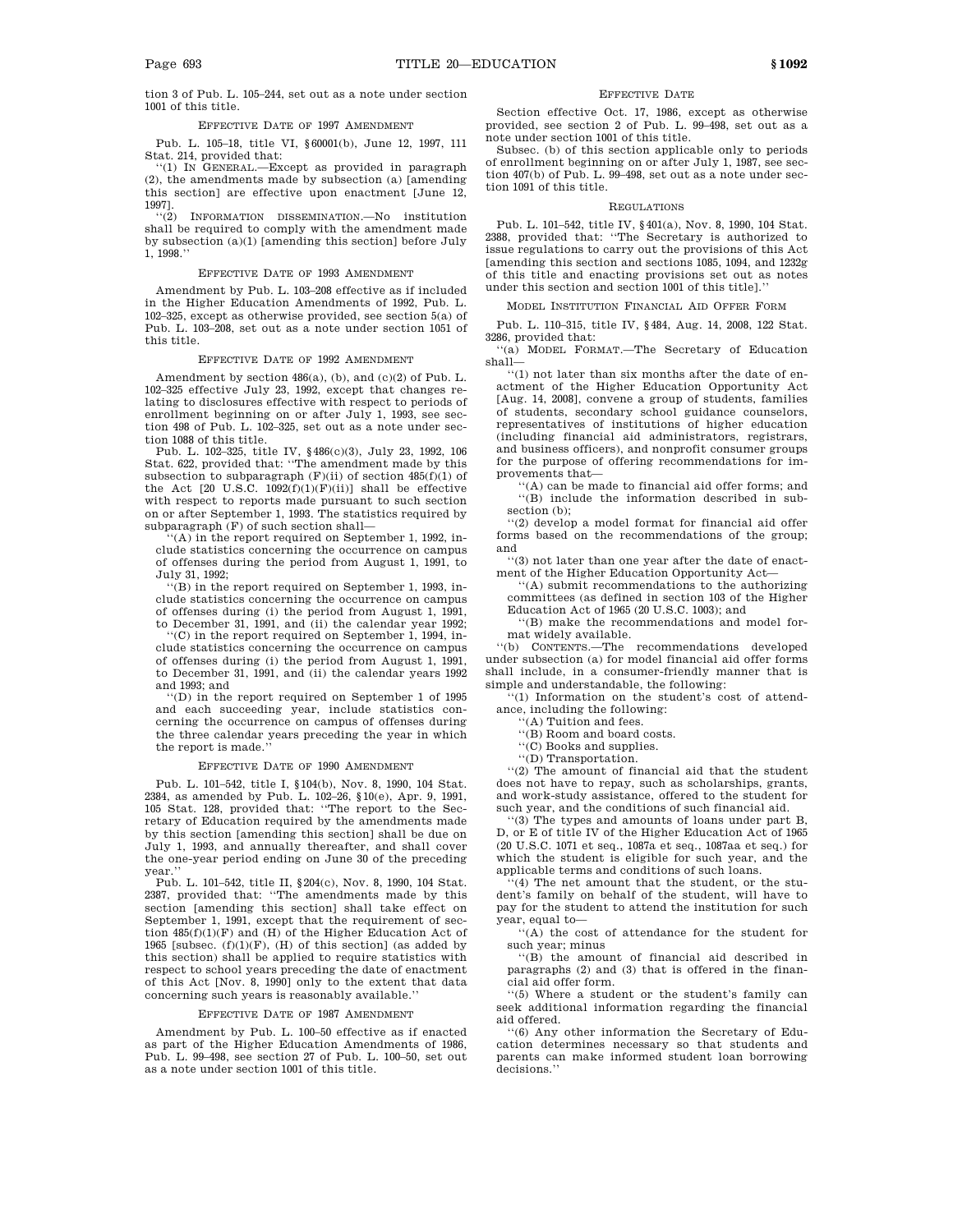tion 3 of Pub. L. 105–244, set out as a note under section 1001 of this title.

### Effective Date of 1997 Amendment

Pub. L. 105–18, title VI, §60001(b), June 12, 1997, 111 Stat. 214, provided that:

"(1) In General.—Except as provided in paragraph (2), the amendments made by subsection (a) [amending this section] are effective upon enactment [June 12, 1997].

"(2) Information dissemination.—No institution shall be required to comply with the amendment made by subsection (a)(1) [amending this section] before July 1, 1998."

### Effective Date of 1993 Amendment

Amendment by Pub. L. 103–208 effective as if included in the Higher Education Amendments of 1992, Pub. L. 102–325, except as otherwise provided, see section 5(a) of Pub. L. 103–208, set out as a note under section 1051 of this title.

### Effective Date of 1992 Amendment

Amendment by section 486(a), (b), and (c)(2) of Pub. L. 102–325 effective July 23, 1992, except that changes relating to disclosures effective with respect to periods of enrollment beginning on or after July 1, 1993, see section 498 of Pub. L. 102–325, set out as a note under section 1088 of this title.

Pub. L. 102–325, title IV, §486(c)(3), July 23, 1992, 106 Stat. 622, provided that: "The amendment made by this subsection to subparagraph (F)(ii) of section 485(f)(1) of the Act [20 U.S.C. 1092(f)(1)(F)(ii)] shall be effective with respect to reports made pursuant to such section on or after September 1, 1993. The statistics required by subparagraph (F) of such section shall—

"(A) in the report required on September 1, 1992, include statistics concerning the occurrence on campus of offenses during the period from August 1, 1991, to July 31, 1992;

"(B) in the report required on September 1, 1993, include statistics concerning the occurrence on campus of offenses during (i) the period from August 1, 1991, to December 31, 1991, and (ii) the calendar year 1992;

"(C) in the report required on September 1, 1994, include statistics concerning the occurrence on campus of offenses during (i) the period from August 1, 1991, to December 31, 1991, and (ii) the calendar years 1992 and 1993; and

"(D) in the report required on September 1 of 1995 and each succeeding year, include statistics concerning the occurrence on campus of offenses during the three calendar years preceding the year in which the report is made."

### Effective Date of 1990 Amendment

Pub. L. 101–542, title I, §104(b), Nov. 8, 1990, 104 Stat. 2384, as amended by Pub. L. 102–26, §10(e), Apr. 9, 1991, 105 Stat. 128, provided that: "The report to the Secretary of Education required by the amendments made by this section [amending this section] shall be due on July 1, 1993, and annually thereafter, and shall cover the one-year period ending on June 30 of the preceding year."

Pub. L. 101–542, title II, §204(c), Nov. 8, 1990, 104 Stat. 2387, provided that: "The amendments made by this section [amending this section] shall take effect on September 1, 1991, except that the requirement of section 485(f)(1)(F) and (H) of the Higher Education Act of 1965 [subsec. (f)(1)(F), (H) of this section] (as added by this section) shall be applied to require statistics with respect to school years preceding the date of enactment of this Act [Nov. 8, 1990] only to the extent that data concerning such years is reasonably available."

### Effective Date of 1987 Amendment

Amendment by Pub. L. 100–50 effective as if enacted as part of the Higher Education Amendments of 1986, Pub. L. 99–498, see section 27 of Pub. L. 100–50, set out as a note under section 1001 of this title.

### Effective Date

Section effective Oct. 17, 1986, except as otherwise provided, see section 2 of Pub. L. 99–498, set out as a note under section 1001 of this title.

Subsec. (b) of this section applicable only to periods of enrollment beginning on or after July 1, 1987, see section 407(b) of Pub. L. 99–498, set out as a note under section 1091 of this title.

### Regulations

Pub. L. 101–542, title IV, §401(a), Nov. 8, 1990, 104 Stat. 2388, provided that: "The Secretary is authorized to issue regulations to carry out the provisions of this Act [amending this section and sections 1085, 1094, and 1232g of this title and enacting provisions set out as notes under this section and section 1001 of this title]."

### Model Institution Financial Aid Offer Form

Pub. L. 110–315, title IV, §484, Aug. 14, 2008, 122 Stat. 3286, provided that:

"(a) Model Format.—The Secretary of Education shall—

"(1) not later than six months after the date of enactment of the Higher Education Opportunity Act [Aug. 14, 2008], convene a group of students, families of students, secondary school guidance counselors, representatives of institutions of higher education (including financial aid administrators, registrars, and business officers), and nonprofit consumer groups for the purpose of offering recommendations for improvements that—

"(A) can be made to financial aid offer forms; and

"(B) include the information described in subsection (b);

"(2) develop a model format for financial aid offer forms based on the recommendations of the group; and

"(3) not later than one year after the date of enactment of the Higher Education Opportunity Act—

"(A) submit recommendations to the authorizing committees (as defined in section 103 of the Higher Education Act of 1965 (20 U.S.C. 1003); and

"(B) make the recommendations and model format widely available.

"(b) Contents.—The recommendations developed under subsection (a) for model financial aid offer forms shall include, in a consumer-friendly manner that is simple and understandable, the following:

"(1) Information on the student's cost of attendance, including the following:

"(A) Tuition and fees.

"(B) Room and board costs.

"(C) Books and supplies.

"(D) Transportation.

"(2) The amount of financial aid that the student does not have to repay, such as scholarships, grants, and work-study assistance, offered to the student for such year, and the conditions of such financial aid.

"(3) The types and amounts of loans under part B, D, or E of title IV of the Higher Education Act of 1965 (20 U.S.C. 1071 et seq., 1087a et seq., 1087aa et seq.) for which the student is eligible for such year, and the applicable terms and conditions of such loans.

"(4) The net amount that the student, or the student's family on behalf of the student, will have to pay for the student to attend the institution for such year, equal to—

"(A) the cost of attendance for the student for such year; minus

"(B) the amount of financial aid described in paragraphs (2) and (3) that is offered in the financial aid offer form.

"(5) Where a student or the student's family can seek additional information regarding the financial aid offered.

"(6) Any other information the Secretary of Education determines necessary so that students and parents can make informed student loan borrowing decisions."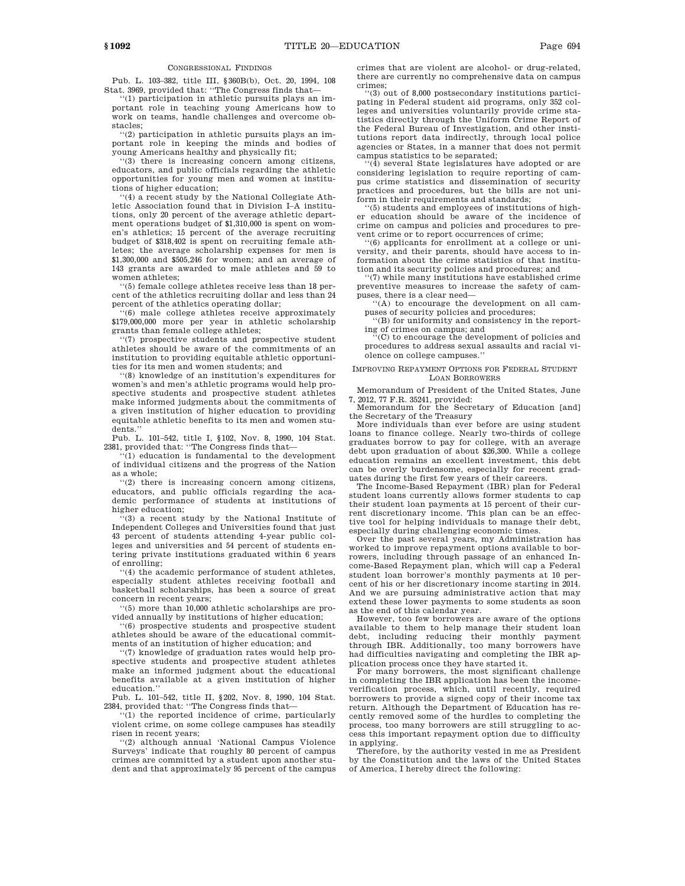### CONGRESSIONAL FINDINGS

Pub. L. 103–382, title III, §360B(b), Oct. 20, 1994, 108 Stat. 3969, provided that: ''The Congress finds that—

''(1) participation in athletic pursuits plays an important role in teaching young Americans how to work on teams, handle challenges and overcome obstacles;

''(2) participation in athletic pursuits plays an important role in keeping the minds and bodies of young Americans healthy and physically fit;

''(3) there is increasing concern among citizens, educators, and public officials regarding the athletic opportunities for young men and women at institutions of higher education;

''(4) a recent study by the National Collegiate Athletic Association found that in Division I–A institutions, only 20 percent of the average athletic department operations budget of $1,310,000 is spent on women's athletics; 15 percent of the average recruiting budget of $318,402 is spent on recruiting female athletes; the average scholarship expenses for men is $1,300,000 and $505,246 for women; and an average of 143 grants are awarded to male athletes and 59 to women athletes;

''(5) female college athletes receive less than 18 percent of the athletics recruiting dollar and less than 24 percent of the athletics operating dollar;

''(6) male college athletes receive approximately $179,000,000 more per year in athletic scholarship grants than female college athletes;

''(7) prospective students and prospective student athletes should be aware of the commitments of an institution to providing equitable athletic opportunities for its men and women students; and

''(8) knowledge of an institution's expenditures for women's and men's athletic programs would help prospective students and prospective student athletes make informed judgments about the commitments of a given institution of higher education to providing equitable athletic benefits to its men and women students.''

Pub. L. 101–542, title I, §102, Nov. 8, 1990, 104 Stat. 2381, provided that: ''The Congress finds that—

''(1) education is fundamental to the development of individual citizens and the progress of the Nation as a whole;

''(2) there is increasing concern among citizens, educators, and public officials regarding the academic performance of students at institutions of higher education;

''(3) a recent study by the National Institute of Independent Colleges and Universities found that just 43 percent of students attending 4-year public colleges and universities and 54 percent of students entering private institutions graduated within 6 years of enrolling;

''(4) the academic performance of student athletes, especially student athletes receiving football and basketball scholarships, has been a source of great concern in recent years;

''(5) more than 10,000 athletic scholarships are provided annually by institutions of higher education;

''(6) prospective students and prospective student athletes should be aware of the educational commitments of an institution of higher education; and

''(7) knowledge of graduation rates would help prospective students and prospective student athletes make an informed judgment about the educational benefits available at a given institution of higher education.''

Pub. L. 101–542, title II, §202, Nov. 8, 1990, 104 Stat. 2384, provided that: ''The Congress finds that—

''(1) the reported incidence of crime, particularly violent crime, on some college campuses has steadily risen in recent years;

''(2) although annual 'National Campus Violence Surveys' indicate that roughly 80 percent of campus crimes are committed by a student upon another student and that approximately 95 percent of the campus crimes that are violent are alcohol- or drug-related, there are currently no comprehensive data on campus crimes;

''(3) out of 8,000 postsecondary institutions participating in Federal student aid programs, only 352 colleges and universities voluntarily provide crime statistics directly through the Uniform Crime Report of the Federal Bureau of Investigation, and other institutions report data indirectly, through local police agencies or States, in a manner that does not permit campus statistics to be separated;

''(4) several State legislatures have adopted or are considering legislation to require reporting of campus crime statistics and dissemination of security practices and procedures, but the bills are not uniform in their requirements and standards;

''(5) students and employees of institutions of higher education should be aware of the incidence of crime on campus and policies and procedures to prevent crime or to report occurrences of crime;

''(6) applicants for enrollment at a college or university, and their parents, should have access to information about the crime statistics of that institution and its security policies and procedures; and

''(7) while many institutions have established crime preventive measures to increase the safety of campuses, there is a clear need—

''(A) to encourage the development on all campuses of security policies and procedures;

''(B) for uniformity and consistency in the reporting of crimes on campus; and

''(C) to encourage the development of policies and procedures to address sexual assaults and racial violence on college campuses.''

### IMPROVING REPAYMENT OPTIONS FOR FEDERAL STUDENT LOAN BORROWERS

Memorandum of President of the United States, June 7, 2012, 77 F.R. 35241, provided:

Memorandum for the Secretary of Education [and] the Secretary of the Treasury

More individuals than ever before are using student loans to finance college. Nearly two-thirds of college graduates borrow to pay for college, with an average debt upon graduation of about $26,300. While a college education remains an excellent investment, this debt can be overly burdensome, especially for recent graduates during the first few years of their careers.

The Income-Based Repayment (IBR) plan for Federal student loans currently allows former students to cap their student loan payments at 15 percent of their current discretionary income. This plan can be an effective tool for helping individuals to manage their debt, especially during challenging economic times.

Over the past several years, my Administration has worked to improve repayment options available to borrowers, including through passage of an enhanced Income-Based Repayment plan, which will cap a Federal student loan borrower's monthly payments at 10 percent of his or her discretionary income starting in 2014. And we are pursuing administrative action that may extend these lower payments to some students as soon as the end of this calendar year.

However, too few borrowers are aware of the options available to them to help manage their student loan debt, including reducing their monthly payment through IBR. Additionally, too many borrowers have had difficulties navigating and completing the IBR application process once they have started it.

For many borrowers, the most significant challenge in completing the IBR application has been the income-verification process, which, until recently, required borrowers to provide a signed copy of their income tax return. Although the Department of Education has recently removed some of the hurdles to completing the process, too many borrowers are still struggling to access this important repayment option due to difficulty in applying.

Therefore, by the authority vested in me as President by the Constitution and the laws of the United States of America, I hereby direct the following: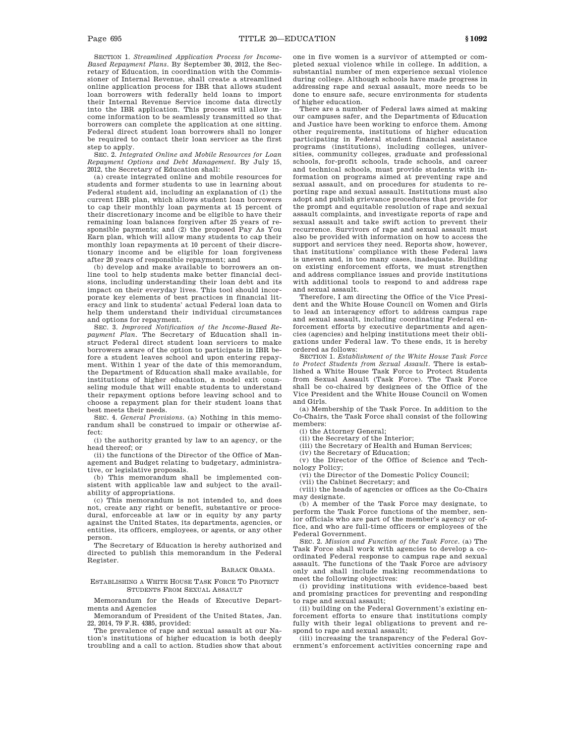SECTION 1. *Streamlined Application Process for Income-Based Repayment Plans*. By September 30, 2012, the Secretary of Education, in coordination with the Commissioner of Internal Revenue, shall create a streamlined online application process for IBR that allows student loan borrowers with federally held loans to import their Internal Revenue Service income data directly into the IBR application. This process will allow income information to be seamlessly transmitted so that borrowers can complete the application at one sitting. Federal direct student loan borrowers shall no longer be required to contact their loan servicer as the first step to apply.

SEC. 2. *Integrated Online and Mobile Resources for Loan Repayment Options and Debt Management*. By July 15, 2012, the Secretary of Education shall:

(a) create integrated online and mobile resources for students and former students to use in learning about Federal student aid, including an explanation of (1) the current IBR plan, which allows student loan borrowers to cap their monthly loan payments at 15 percent of their discretionary income and be eligible to have their remaining loan balances forgiven after 25 years of responsible payments; and (2) the proposed Pay As You Earn plan, which will allow many students to cap their monthly loan repayments at 10 percent of their discretionary income and be eligible for loan forgiveness after 20 years of responsible repayment; and

(b) develop and make available to borrowers an online tool to help students make better financial decisions, including understanding their loan debt and its impact on their everyday lives. This tool should incorporate key elements of best practices in financial literacy and link to students' actual Federal loan data to help them understand their individual circumstances and options for repayment.

SEC. 3. *Improved Notification of the Income-Based Repayment Plan*. The Secretary of Education shall instruct Federal direct student loan servicers to make borrowers aware of the option to participate in IBR before a student leaves school and upon entering repayment. Within 1 year of the date of this memorandum, the Department of Education shall make available, for institutions of higher education, a model exit counseling module that will enable students to understand their repayment options before leaving school and to choose a repayment plan for their student loans that best meets their needs.

SEC. 4. *General Provisions*. (a) Nothing in this memorandum shall be construed to impair or otherwise affect:

(i) the authority granted by law to an agency, or the head thereof; or

(ii) the functions of the Director of the Office of Management and Budget relating to budgetary, administrative, or legislative proposals.

(b) This memorandum shall be implemented consistent with applicable law and subject to the availability of appropriations.

(c) This memorandum is not intended to, and does not, create any right or benefit, substantive or procedural, enforceable at law or in equity by any party against the United States, its departments, agencies, or entities, its officers, employees, or agents, or any other person.

The Secretary of Education is hereby authorized and directed to publish this memorandum in the Federal Register.

BARACK OBAMA.

## ESTABLISHING A WHITE HOUSE TASK FORCE TO PROTECT STUDENTS FROM SEXUAL ASSAULT

Memorandum for the Heads of Executive Departments and Agencies

Memorandum of President of the United States, Jan. 22, 2014, 79 F.R. 4385, provided:

The prevalence of rape and sexual assault at our Nation's institutions of higher education is both deeply troubling and a call to action. Studies show that about one in five women is a survivor of attempted or completed sexual violence while in college. In addition, a substantial number of men experience sexual violence during college. Although schools have made progress in addressing rape and sexual assault, more needs to be done to ensure safe, secure environments for students of higher education.

There are a number of Federal laws aimed at making our campuses safer, and the Departments of Education and Justice have been working to enforce them. Among other requirements, institutions of higher education participating in Federal student financial assistance programs (institutions), including colleges, universities, community colleges, graduate and professional schools, for-profit schools, trade schools, and career and technical schools, must provide students with information on programs aimed at preventing rape and sexual assault, and on procedures for students to reporting rape and sexual assault. Institutions must also adopt and publish grievance procedures that provide for the prompt and equitable resolution of rape and sexual assault complaints, and investigate reports of rape and sexual assault and take swift action to prevent their recurrence. Survivors of rape and sexual assault must also be provided with information on how to access the support and services they need. Reports show, however, that institutions' compliance with these Federal laws is uneven and, in too many cases, inadequate. Building on existing enforcement efforts, we must strengthen and address compliance issues and provide institutions with additional tools to respond to and address rape and sexual assault.

Therefore, I am directing the Office of the Vice President and the White House Council on Women and Girls to lead an interagency effort to address campus rape and sexual assault, including coordinating Federal enforcement efforts by executive departments and agencies (agencies) and helping institutions meet their obligations under Federal law. To these ends, it is hereby ordered as follows:

SECTION 1. *Establishment of the White House Task Force to Protect Students from Sexual Assault*. There is established a White House Task Force to Protect Students from Sexual Assault (Task Force). The Task Force shall be co-chaired by designees of the Office of the Vice President and the White House Council on Women and Girls.

(a) Membership of the Task Force. In addition to the Co-Chairs, the Task Force shall consist of the following members:

(i) the Attorney General;

(ii) the Secretary of the Interior;

(iii) the Secretary of Health and Human Services;

(iv) the Secretary of Education;

(v) the Director of the Office of Science and Technology Policy;

(vi) the Director of the Domestic Policy Council;

(vii) the Cabinet Secretary; and

(viii) the heads of agencies or offices as the Co-Chairs may designate.

(b) A member of the Task Force may designate, to perform the Task Force functions of the member, senior officials who are part of the member's agency or office, and who are full-time officers or employees of the Federal Government.

SEC. 2. *Mission and Function of the Task Force*. (a) The Task Force shall work with agencies to develop a coordinated Federal response to campus rape and sexual assault. The functions of the Task Force are advisory only and shall include making recommendations to meet the following objectives:

(i) providing institutions with evidence-based best and promising practices for preventing and responding to rape and sexual assault;

(ii) building on the Federal Government's existing enforcement efforts to ensure that institutions comply fully with their legal obligations to prevent and respond to rape and sexual assault;

(iii) increasing the transparency of the Federal Government's enforcement activities concerning rape and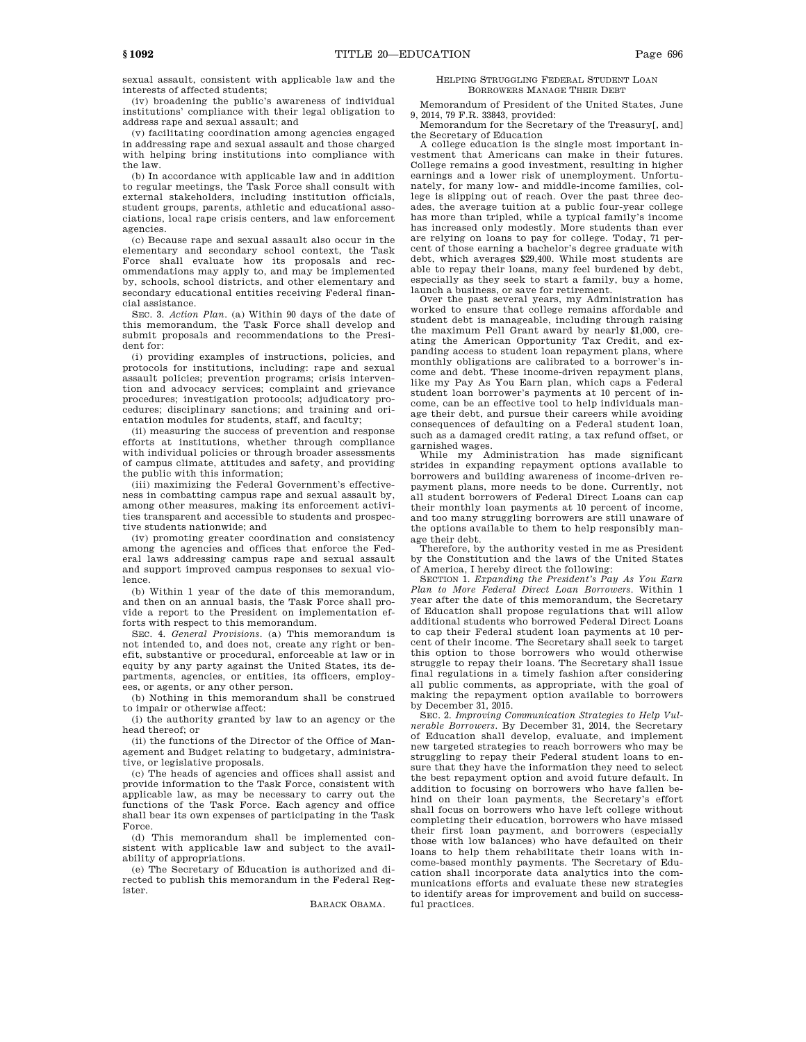sexual assault, consistent with applicable law and the interests of affected students;

(iv) broadening the public's awareness of individual institutions' compliance with their legal obligation to address rape and sexual assault; and

(v) facilitating coordination among agencies engaged in addressing rape and sexual assault and those charged with helping bring institutions into compliance with the law.

(b) In accordance with applicable law and in addition to regular meetings, the Task Force shall consult with external stakeholders, including institution officials, student groups, parents, athletic and educational associations, local rape crisis centers, and law enforcement agencies.

(c) Because rape and sexual assault also occur in the elementary and secondary school context, the Task Force shall evaluate how its proposals and recommendations may apply to, and may be implemented by, schools, school districts, and other elementary and secondary educational entities receiving Federal financial assistance.

SEC. 3. *Action Plan*. (a) Within 90 days of the date of this memorandum, the Task Force shall develop and submit proposals and recommendations to the President for:

(i) providing examples of instructions, policies, and protocols for institutions, including: rape and sexual assault policies; prevention programs; crisis intervention and advocacy services; complaint and grievance procedures; investigation protocols; adjudicatory procedures; disciplinary sanctions; and training and orientation modules for students, staff, and faculty;

(ii) measuring the success of prevention and response efforts at institutions, whether through compliance with individual policies or through broader assessments of campus climate, attitudes and safety, and providing the public with this information;

(iii) maximizing the Federal Government's effectiveness in combatting campus rape and sexual assault by, among other measures, making its enforcement activities transparent and accessible to students and prospective students nationwide; and

(iv) promoting greater coordination and consistency among the agencies and offices that enforce the Federal laws addressing campus rape and sexual assault and support improved campus responses to sexual violence.

(b) Within 1 year of the date of this memorandum, and then on an annual basis, the Task Force shall provide a report to the President on implementation efforts with respect to this memorandum.

SEC. 4. *General Provisions*. (a) This memorandum is not intended to, and does not, create any right or benefit, substantive or procedural, enforceable at law or in equity by any party against the United States, its departments, agencies, or entities, its officers, employees, or agents, or any other person.

(b) Nothing in this memorandum shall be construed to impair or otherwise affect:

(i) the authority granted by law to an agency or the head thereof; or

(ii) the functions of the Director of the Office of Management and Budget relating to budgetary, administrative, or legislative proposals.

(c) The heads of agencies and offices shall assist and provide information to the Task Force, consistent with applicable law, as may be necessary to carry out the functions of the Task Force. Each agency and office shall bear its own expenses of participating in the Task Force.

(d) This memorandum shall be implemented consistent with applicable law and subject to the availability of appropriations.

(e) The Secretary of Education is authorized and directed to publish this memorandum in the Federal Register.

BARACK OBAMA.

HELPING STRUGGLING FEDERAL STUDENT LOAN BORROWERS MANAGE THEIR DEBT

Memorandum of President of the United States, June 9, 2014, 79 F.R. 33843, provided:

Memorandum for the Secretary of the Treasury[, and] the Secretary of Education

A college education is the single most important investment that Americans can make in their futures. College remains a good investment, resulting in higher earnings and a lower risk of unemployment. Unfortunately, for many low- and middle-income families, college is slipping out of reach. Over the past three decades, the average tuition at a public four-year college has more than tripled, while a typical family's income has increased only modestly. More students than ever are relying on loans to pay for college. Today, 71 percent of those earning a bachelor's degree graduate with debt, which averages $29,400. While most students are able to repay their loans, many feel burdened by debt, especially as they seek to start a family, buy a home, launch a business, or save for retirement.

Over the past several years, my Administration has worked to ensure that college remains affordable and student debt is manageable, including through raising the maximum Pell Grant award by nearly $1,000, creating the American Opportunity Tax Credit, and expanding access to student loan repayment plans, where monthly obligations are calibrated to a borrower's income and debt. These income-driven repayment plans, like my Pay As You Earn plan, which caps a Federal student loan borrower's payments at 10 percent of income, can be an effective tool to help individuals manage their debt, and pursue their careers while avoiding consequences of defaulting on a Federal student loan, such as a damaged credit rating, a tax refund offset, or garnished wages.

While my Administration has made significant strides in expanding repayment options available to borrowers and building awareness of income-driven repayment plans, more needs to be done. Currently, not all student borrowers of Federal Direct Loans can cap their monthly loan payments at 10 percent of income, and too many struggling borrowers are still unaware of the options available to them to help responsibly manage their debt.

Therefore, by the authority vested in me as President by the Constitution and the laws of the United States of America, I hereby direct the following:

SECTION 1. *Expanding the President's Pay As You Earn Plan to More Federal Direct Loan Borrowers*. Within 1 year after the date of this memorandum, the Secretary of Education shall propose regulations that will allow additional students who borrowed Federal Direct Loans to cap their Federal student loan payments at 10 percent of their income. The Secretary shall seek to target this option to those borrowers who would otherwise struggle to repay their loans. The Secretary shall issue final regulations in a timely fashion after considering all public comments, as appropriate, with the goal of making the repayment option available to borrowers by December 31, 2015.

SEC. 2. *Improving Communication Strategies to Help Vulnerable Borrowers*. By December 31, 2014, the Secretary of Education shall develop, evaluate, and implement new targeted strategies to reach borrowers who may be struggling to repay their Federal student loans to ensure that they have the information they need to select the best repayment option and avoid future default. In addition to focusing on borrowers who have fallen behind on their loan payments, the Secretary's effort shall focus on borrowers who have left college without completing their education, borrowers who have missed their first loan payment, and borrowers (especially those with low balances) who have defaulted on their loans to help them rehabilitate their loans with income-based monthly payments. The Secretary of Education shall incorporate data analytics into the communications efforts and evaluate these new strategies to identify areas for improvement and build on successful practices.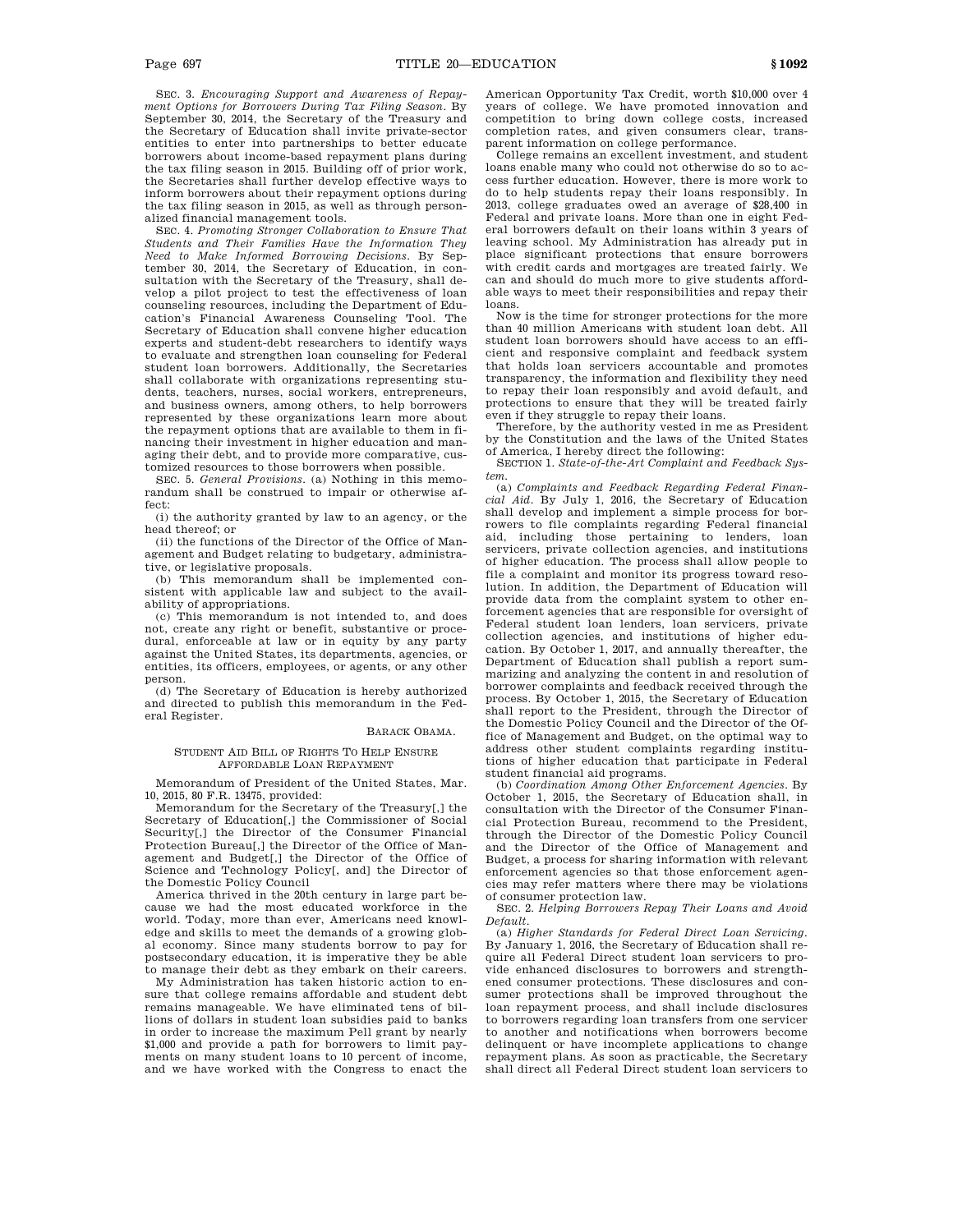SEC. 3. *Encouraging Support and Awareness of Repayment Options for Borrowers During Tax Filing Season*. By September 30, 2014, the Secretary of the Treasury and the Secretary of Education shall invite private-sector entities to enter into partnerships to better educate borrowers about income-based repayment plans during the tax filing season in 2015. Building off of prior work, the Secretaries shall further develop effective ways to inform borrowers about their repayment options during the tax filing season in 2015, as well as through personalized financial management tools.

SEC. 4. *Promoting Stronger Collaboration to Ensure That Students and Their Families Have the Information They Need to Make Informed Borrowing Decisions*. By September 30, 2014, the Secretary of Education, in consultation with the Secretary of the Treasury, shall develop a pilot project to test the effectiveness of loan counseling resources, including the Department of Education's Financial Awareness Counseling Tool. The Secretary of Education shall convene higher education experts and student-debt researchers to identify ways to evaluate and strengthen loan counseling for Federal student loan borrowers. Additionally, the Secretaries shall collaborate with organizations representing students, teachers, nurses, social workers, entrepreneurs, and business owners, among others, to help borrowers represented by these organizations learn more about the repayment options that are available to them in financing their investment in higher education and managing their debt, and to provide more comparative, customized resources to those borrowers when possible.

SEC. 5. *General Provisions*. (a) Nothing in this memorandum shall be construed to impair or otherwise affect:

(i) the authority granted by law to an agency, or the head thereof; or

(ii) the functions of the Director of the Office of Management and Budget relating to budgetary, administrative, or legislative proposals.

(b) This memorandum shall be implemented consistent with applicable law and subject to the availability of appropriations.

(c) This memorandum is not intended to, and does not, create any right or benefit, substantive or procedural, enforceable at law or in equity by any party against the United States, its departments, agencies, or entities, its officers, employees, or agents, or any other person.

(d) The Secretary of Education is hereby authorized and directed to publish this memorandum in the Federal Register.

BARACK OBAMA.

## STUDENT AID BILL OF RIGHTS TO HELP ENSURE AFFORDABLE LOAN REPAYMENT

Memorandum of President of the United States, Mar. 10, 2015, 80 F.R. 13475, provided:

Memorandum for the Secretary of the Treasury[,] the Secretary of Education[,] the Commissioner of Social Security[,] the Director of the Consumer Financial Protection Bureau[,] the Director of the Office of Management and Budget[,] the Director of the Office of Science and Technology Policy[, and] the Director of the Domestic Policy Council

America thrived in the 20th century in large part because we had the most educated workforce in the world. Today, more than ever, Americans need knowledge and skills to meet the demands of a growing global economy. Since many students borrow to pay for postsecondary education, it is imperative they be able to manage their debt as they embark on their careers.

My Administration has taken historic action to ensure that college remains affordable and student debt remains manageable. We have eliminated tens of billions of dollars in student loan subsidies paid to banks in order to increase the maximum Pell grant by nearly $1,000 and provide a path for borrowers to limit payments on many student loans to 10 percent of income, and we have worked with the Congress to enact the American Opportunity Tax Credit, worth $10,000 over 4 years of college. We have promoted innovation and competition to bring down college costs, increased completion rates, and given consumers clear, transparent information on college performance.

College remains an excellent investment, and student loans enable many who could not otherwise do so to access further education. However, there is more work to do to help students repay their loans responsibly. In 2013, college graduates owed an average of $28,400 in Federal and private loans. More than one in eight Federal borrowers default on their loans within 3 years of leaving school. My Administration has already put in place significant protections that ensure borrowers with credit cards and mortgages are treated fairly. We can and should do much more to give students affordable ways to meet their responsibilities and repay their loans.

Now is the time for stronger protections for the more than 40 million Americans with student loan debt. All student loan borrowers should have access to an efficient and responsive complaint and feedback system that holds loan servicers accountable and promotes transparency, the information and flexibility they need to repay their loan responsibly and avoid default, and protections to ensure that they will be treated fairly even if they struggle to repay their loans.

Therefore, by the authority vested in me as President by the Constitution and the laws of the United States of America, I hereby direct the following:

SECTION 1. *State-of-the-Art Complaint and Feedback System*.

(a) *Complaints and Feedback Regarding Federal Financial Aid*. By July 1, 2016, the Secretary of Education shall develop and implement a simple process for borrowers to file complaints regarding Federal financial aid, including those pertaining to lenders, loan servicers, private collection agencies, and institutions of higher education. The process shall allow people to file a complaint and monitor its progress toward resolution. In addition, the Department of Education will provide data from the complaint system to other enforcement agencies that are responsible for oversight of Federal student loan lenders, loan servicers, private collection agencies, and institutions of higher education. By October 1, 2017, and annually thereafter, the Department of Education shall publish a report summarizing and analyzing the content in and resolution of borrower complaints and feedback received through the process. By October 1, 2015, the Secretary of Education shall report to the President, through the Director of the Domestic Policy Council and the Director of the Office of Management and Budget, on the optimal way to address other student complaints regarding institutions of higher education that participate in Federal student financial aid programs.

(b) *Coordination Among Other Enforcement Agencies*. By October 1, 2015, the Secretary of Education shall, in consultation with the Director of the Consumer Financial Protection Bureau, recommend to the President, through the Director of the Domestic Policy Council and the Director of the Office of Management and Budget, a process for sharing information with relevant enforcement agencies so that those enforcement agencies may refer matters where there may be violations of consumer protection law.

SEC. 2. *Helping Borrowers Repay Their Loans and Avoid Default*.

(a) *Higher Standards for Federal Direct Loan Servicing*. By January 1, 2016, the Secretary of Education shall require all Federal Direct student loan servicers to provide enhanced disclosures to borrowers and strengthened consumer protections. These disclosures and consumer protections shall be improved throughout the loan repayment process, and shall include disclosures to borrowers regarding loan transfers from one servicer to another and notifications when borrowers become delinquent or have incomplete applications to change repayment plans. As soon as practicable, the Secretary shall direct all Federal Direct student loan servicers to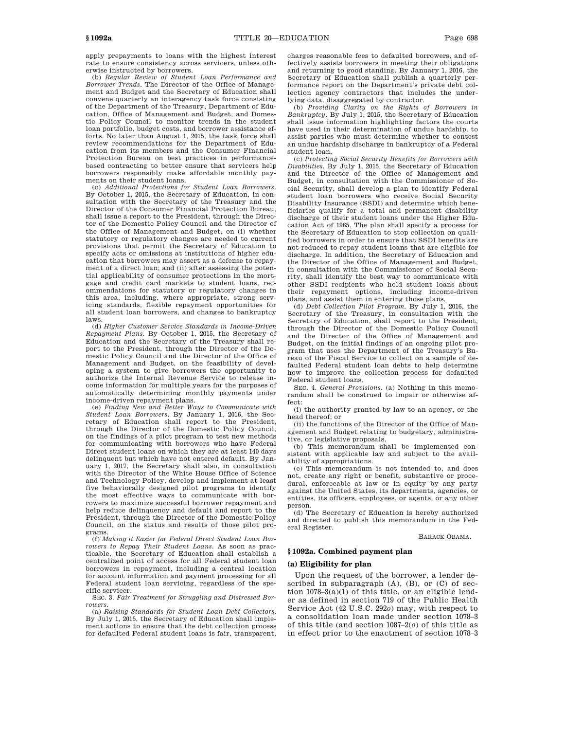apply prepayments to loans with the highest interest rate to ensure consistency across servicers, unless otherwise instructed by borrowers.

(b) *Regular Review of Student Loan Performance and Borrower Trends*. The Director of the Office of Management and Budget and the Secretary of Education shall convene quarterly an interagency task force consisting of the Department of the Treasury, Department of Education, Office of Management and Budget, and Domestic Policy Council to monitor trends in the student loan portfolio, budget costs, and borrower assistance efforts. No later than August 1, 2015, the task force shall review recommendations for the Department of Education from its members and the Consumer Financial Protection Bureau on best practices in performance-based contracting to better ensure that servicers help borrowers responsibly make affordable monthly payments on their student loans.

(c) *Additional Protections for Student Loan Borrowers*. By October 1, 2015, the Secretary of Education, in consultation with the Secretary of the Treasury and the Director of the Consumer Financial Protection Bureau, shall issue a report to the President, through the Director of the Domestic Policy Council and the Director of the Office of Management and Budget, on (i) whether statutory or regulatory changes are needed to current provisions that permit the Secretary of Education to specify acts or omissions at institutions of higher education that borrowers may assert as a defense to repayment of a direct loan; and (ii) after assessing the potential applicability of consumer protections in the mortgage and credit card markets to student loans, recommendations for statutory or regulatory changes in this area, including, where appropriate, strong servicing standards, flexible repayment opportunities for all student loan borrowers, and changes to bankruptcy laws.

(d) *Higher Customer Service Standards in Income-Driven Repayment Plans*. By October 1, 2015, the Secretary of Education and the Secretary of the Treasury shall report to the President, through the Director of the Domestic Policy Council and the Director of the Office of Management and Budget, on the feasibility of developing a system to give borrowers the opportunity to authorize the Internal Revenue Service to release income information for multiple years for the purposes of automatically determining monthly payments under income-driven repayment plans.

(e) *Finding New and Better Ways to Communicate with Student Loan Borrowers*. By January 1, 2016, the Secretary of Education shall report to the President, through the Director of the Domestic Policy Council, on the findings of a pilot program to test new methods for communicating with borrowers who have Federal Direct student loans on which they are at least 140 days delinquent but which have not entered default. By January 1, 2017, the Secretary shall also, in consultation with the Director of the White House Office of Science and Technology Policy, develop and implement at least five behaviorally designed pilot programs to identify the most effective ways to communicate with borrowers to maximize successful borrower repayment and help reduce delinquency and default and report to the President, through the Director of the Domestic Policy Council, on the status and results of those pilot programs.

(f) *Making it Easier for Federal Direct Student Loan Borrowers to Repay Their Student Loans*. As soon as practicable, the Secretary of Education shall establish a centralized point of access for all Federal student loan borrowers in repayment, including a central location for account information and payment processing for all Federal student loan servicing, regardless of the specific servicer.

SEC. 3. *Fair Treatment for Struggling and Distressed Borrowers*.

(a) *Raising Standards for Student Loan Debt Collectors*. By July 1, 2015, the Secretary of Education shall implement actions to ensure that the debt collection process for defaulted Federal student loans is fair, transparent, charges reasonable fees to defaulted borrowers, and effectively assists borrowers in meeting their obligations and returning to good standing. By January 1, 2016, the Secretary of Education shall publish a quarterly performance report on the Department's private debt collection agency contractors that includes the underlying data, disaggregated by contractor.

(b) *Providing Clarity on the Rights of Borrowers in Bankruptcy*. By July 1, 2015, the Secretary of Education shall issue information highlighting factors the courts have used in their determination of undue hardship, to assist parties who must determine whether to contest an undue hardship discharge in bankruptcy of a Federal student loan.

(c) *Protecting Social Security Benefits for Borrowers with Disabilities*. By July 1, 2015, the Secretary of Education and the Director of the Office of Management and Budget, in consultation with the Commissioner of Social Security, shall develop a plan to identify Federal student loan borrowers who receive Social Security Disability Insurance (SSDI) and determine which beneficiaries qualify for a total and permanent disability discharge of their student loans under the Higher Education Act of 1965. The plan shall specify a process for the Secretary of Education to stop collection on qualified borrowers in order to ensure that SSDI benefits are not reduced to repay student loans that are eligible for discharge. In addition, the Secretary of Education and the Director of the Office of Management and Budget, in consultation with the Commissioner of Social Security, shall identify the best way to communicate with other SSDI recipients who hold student loans about their repayment options, including income-driven plans, and assist them in entering those plans.

(d) *Debt Collection Pilot Program*. By July 1, 2016, the Secretary of the Treasury, in consultation with the Secretary of Education, shall report to the President, through the Director of the Domestic Policy Council and the Director of the Office of Management and Budget, on the initial findings of an ongoing pilot program that uses the Department of the Treasury's Bureau of the Fiscal Service to collect on a sample of defaulted Federal student loan debts to help determine how to improve the collection process for defaulted Federal student loans.

SEC. 4. *General Provisions*. (a) Nothing in this memorandum shall be construed to impair or otherwise affect:

(i) the authority granted by law to an agency, or the head thereof; or

(ii) the functions of the Director of the Office of Management and Budget relating to budgetary, administrative, or legislative proposals.

(b) This memorandum shall be implemented consistent with applicable law and subject to the availability of appropriations.

(c) This memorandum is not intended to, and does not, create any right or benefit, substantive or procedural, enforceable at law or in equity by any party against the United States, its departments, agencies, or entities, its officers, employees, or agents, or any other person.

(d) The Secretary of Education is hereby authorized and directed to publish this memorandum in the Federal Register.

BARACK OBAMA.

## § 1092a. Combined payment plan

### (a) Eligibility for plan

Upon the request of the borrower, a lender described in subparagraph (A), (B), or (C) of section 1078–3(a)(1) of this title, or an eligible lender as defined in section 719 of the Public Health Service Act (42 U.S.C. 292*o*) may, with respect to a consolidation loan made under section 1078–3 of this title (and section 1087–2(*o*) of this title as in effect prior to the enactment of section 1078–3